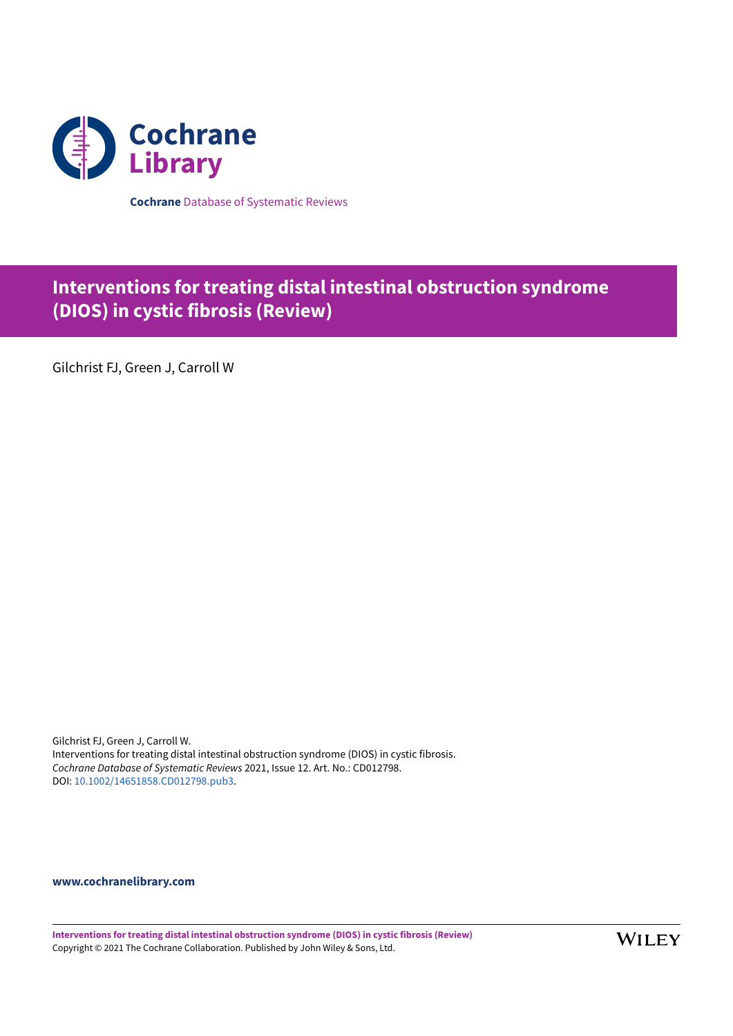**Cochrane** Database of Systematic Reviews

# Interventions for treating distal intestinal obstruction syndrome (DIOS) in cystic fibrosis (Review)

Gilchrist FJ, Green J, Carroll W

Gilchrist FJ, Green J, Carroll W.
Interventions for treating distal intestinal obstruction syndrome (DIOS) in cystic fibrosis.
*Cochrane Database of Systematic Reviews* 2021, Issue 12. Art. No.: CD012798.
DOI: 10.1002/14651858.CD012798.pub3.

**www.cochranelibrary.com**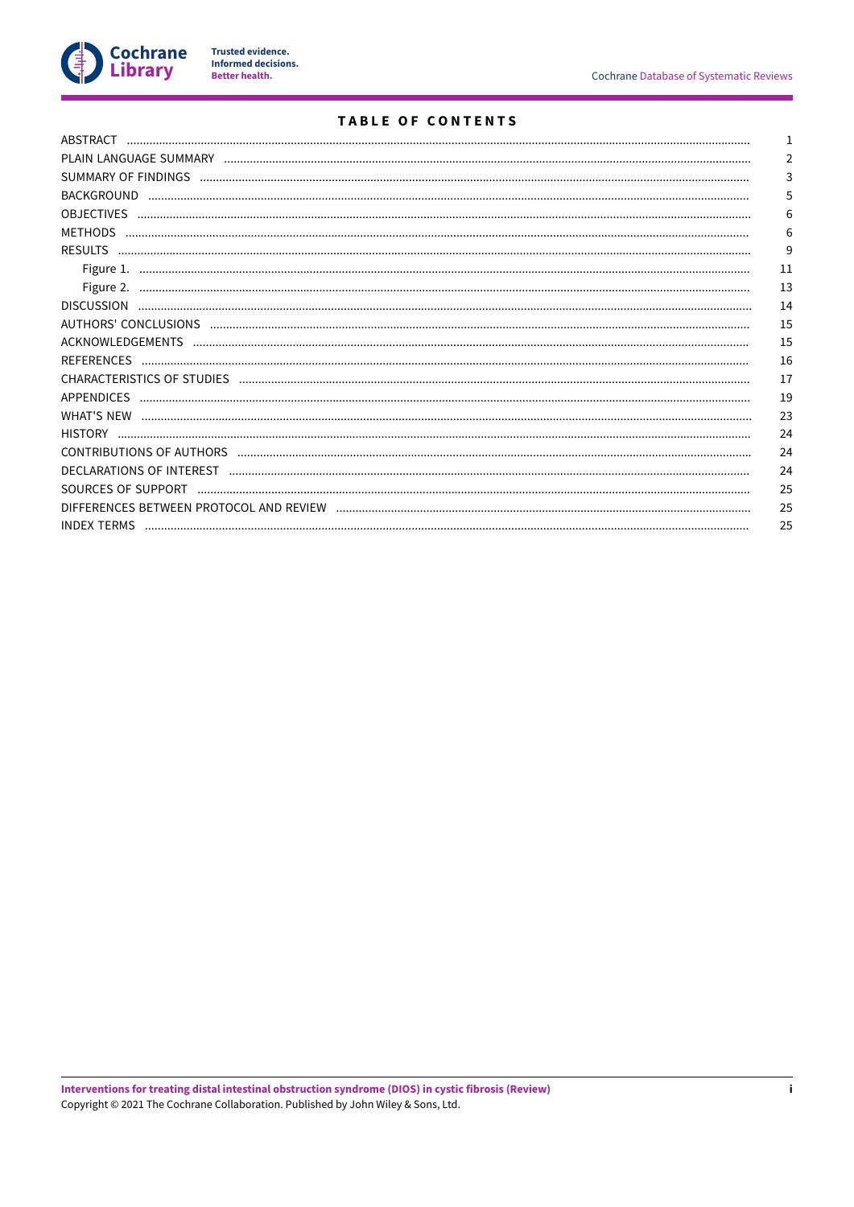# TABLE OF CONTENTS

| | |
|---|---|
| ABSTRACT | 1 |
| PLAIN LANGUAGE SUMMARY | 2 |
| SUMMARY OF FINDINGS | 3 |
| BACKGROUND | 5 |
| OBJECTIVES | 6 |
| METHODS | 6 |
| RESULTS | 9 |
| Figure 1. | 11 |
| Figure 2. | 13 |
| DISCUSSION | 14 |
| AUTHORS' CONCLUSIONS | 15 |
| ACKNOWLEDGEMENTS | 15 |
| REFERENCES | 16 |
| CHARACTERISTICS OF STUDIES | 17 |
| APPENDICES | 19 |
| WHAT'S NEW | 23 |
| HISTORY | 24 |
| CONTRIBUTIONS OF AUTHORS | 24 |
| DECLARATIONS OF INTEREST | 24 |
| SOURCES OF SUPPORT | 25 |
| DIFFERENCES BETWEEN PROTOCOL AND REVIEW | 25 |
| INDEX TERMS | 25 |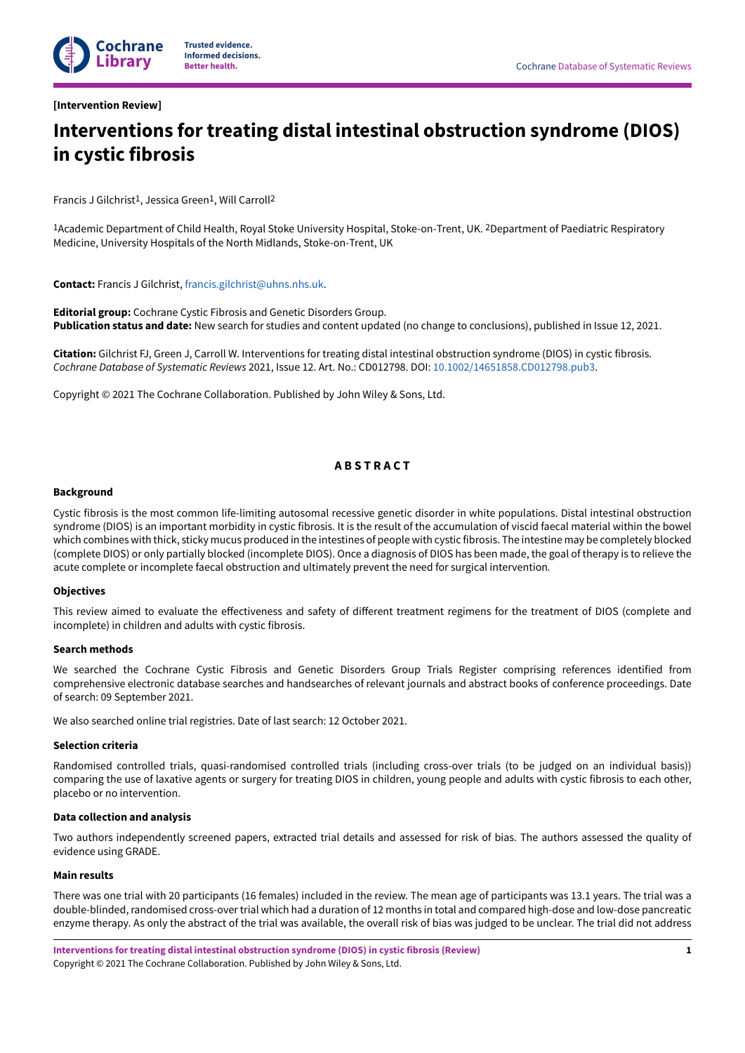[Intervention Review]

# Interventions for treating distal intestinal obstruction syndrome (DIOS) in cystic fibrosis

Francis J Gilchrist[1], Jessica Green[1], Will Carroll[2]

[1]Academic Department of Child Health, Royal Stoke University Hospital, Stoke-on-Trent, UK. [2]Department of Paediatric Respiratory Medicine, University Hospitals of the North Midlands, Stoke-on-Trent, UK

**Contact:** Francis J Gilchrist, francis.gilchrist@uhns.nhs.uk.

**Editorial group:** Cochrane Cystic Fibrosis and Genetic Disorders Group.
**Publication status and date:** New search for studies and content updated (no change to conclusions), published in Issue 12, 2021.

**Citation:** Gilchrist FJ, Green J, Carroll W. Interventions for treating distal intestinal obstruction syndrome (DIOS) in cystic fibrosis. *Cochrane Database of Systematic Reviews* 2021, Issue 12. Art. No.: CD012798. DOI: 10.1002/14651858.CD012798.pub3.

Copyright © 2021 The Cochrane Collaboration. Published by John Wiley & Sons, Ltd.

## ABSTRACT

### Background

Cystic fibrosis is the most common life-limiting autosomal recessive genetic disorder in white populations. Distal intestinal obstruction syndrome (DIOS) is an important morbidity in cystic fibrosis. It is the result of the accumulation of viscid faecal material within the bowel which combines with thick, sticky mucus produced in the intestines of people with cystic fibrosis. The intestine may be completely blocked (complete DIOS) or only partially blocked (incomplete DIOS). Once a diagnosis of DIOS has been made, the goal of therapy is to relieve the acute complete or incomplete faecal obstruction and ultimately prevent the need for surgical intervention.

### Objectives

This review aimed to evaluate the effectiveness and safety of different treatment regimens for the treatment of DIOS (complete and incomplete) in children and adults with cystic fibrosis.

### Search methods

We searched the Cochrane Cystic Fibrosis and Genetic Disorders Group Trials Register comprising references identified from comprehensive electronic database searches and handsearches of relevant journals and abstract books of conference proceedings. Date of search: 09 September 2021.

We also searched online trial registries. Date of last search: 12 October 2021.

### Selection criteria

Randomised controlled trials, quasi-randomised controlled trials (including cross-over trials (to be judged on an individual basis)) comparing the use of laxative agents or surgery for treating DIOS in children, young people and adults with cystic fibrosis to each other, placebo or no intervention.

### Data collection and analysis

Two authors independently screened papers, extracted trial details and assessed for risk of bias. The authors assessed the quality of evidence using GRADE.

### Main results

There was one trial with 20 participants (16 females) included in the review. The mean age of participants was 13.1 years. The trial was a double-blinded, randomised cross-over trial which had a duration of 12 months in total and compared high-dose and low-dose pancreatic enzyme therapy. As only the abstract of the trial was available, the overall risk of bias was judged to be unclear. The trial did not address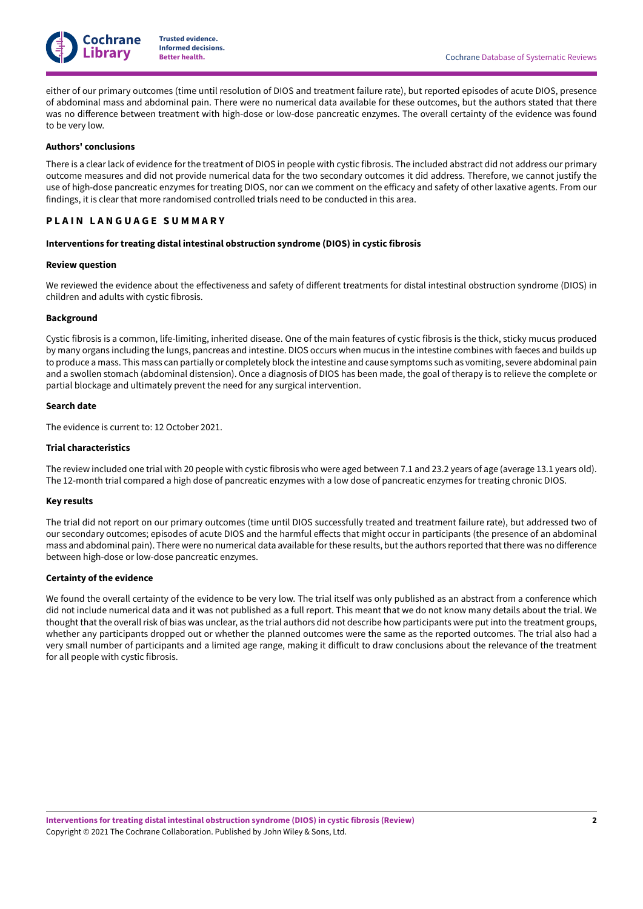either of our primary outcomes (time until resolution of DIOS and treatment failure rate), but reported episodes of acute DIOS, presence of abdominal mass and abdominal pain. There were no numerical data available for these outcomes, but the authors stated that there was no difference between treatment with high-dose or low-dose pancreatic enzymes. The overall certainty of the evidence was found to be very low.

**Authors' conclusions**

There is a clear lack of evidence for the treatment of DIOS in people with cystic fibrosis. The included abstract did not address our primary outcome measures and did not provide numerical data for the two secondary outcomes it did address. Therefore, we cannot justify the use of high-dose pancreatic enzymes for treating DIOS, nor can we comment on the efficacy and safety of other laxative agents. From our findings, it is clear that more randomised controlled trials need to be conducted in this area.

## PLAIN LANGUAGE SUMMARY

**Interventions for treating distal intestinal obstruction syndrome (DIOS) in cystic fibrosis**

**Review question**

We reviewed the evidence about the effectiveness and safety of different treatments for distal intestinal obstruction syndrome (DIOS) in children and adults with cystic fibrosis.

**Background**

Cystic fibrosis is a common, life-limiting, inherited disease. One of the main features of cystic fibrosis is the thick, sticky mucus produced by many organs including the lungs, pancreas and intestine. DIOS occurs when mucus in the intestine combines with faeces and builds up to produce a mass. This mass can partially or completely block the intestine and cause symptoms such as vomiting, severe abdominal pain and a swollen stomach (abdominal distension). Once a diagnosis of DIOS has been made, the goal of therapy is to relieve the complete or partial blockage and ultimately prevent the need for any surgical intervention.

**Search date**

The evidence is current to: 12 October 2021.

**Trial characteristics**

The review included one trial with 20 people with cystic fibrosis who were aged between 7.1 and 23.2 years of age (average 13.1 years old). The 12-month trial compared a high dose of pancreatic enzymes with a low dose of pancreatic enzymes for treating chronic DIOS.

**Key results**

The trial did not report on our primary outcomes (time until DIOS successfully treated and treatment failure rate), but addressed two of our secondary outcomes; episodes of acute DIOS and the harmful effects that might occur in participants (the presence of an abdominal mass and abdominal pain). There were no numerical data available for these results, but the authors reported that there was no difference between high-dose or low-dose pancreatic enzymes.

**Certainty of the evidence**

We found the overall certainty of the evidence to be very low. The trial itself was only published as an abstract from a conference which did not include numerical data and it was not published as a full report. This meant that we do not know many details about the trial. We thought that the overall risk of bias was unclear, as the trial authors did not describe how participants were put into the treatment groups, whether any participants dropped out or whether the planned outcomes were the same as the reported outcomes. The trial also had a very small number of participants and a limited age range, making it difficult to draw conclusions about the relevance of the treatment for all people with cystic fibrosis.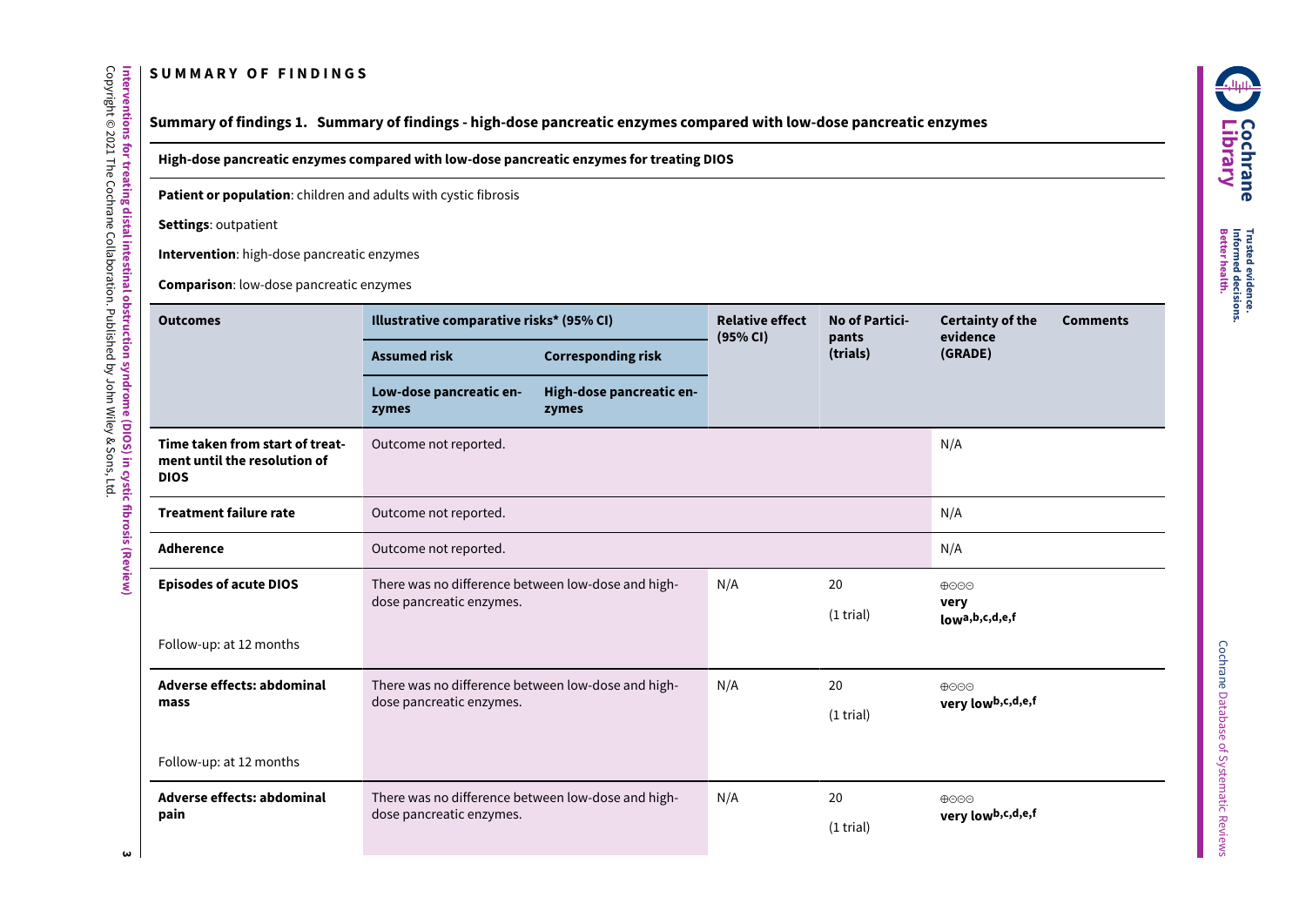# SUMMARY OF FINDINGS

## Summary of findings 1. Summary of findings - high-dose pancreatic enzymes compared with low-dose pancreatic enzymes

**High-dose pancreatic enzymes compared with low-dose pancreatic enzymes for treating DIOS**

**Patient or population**: children and adults with cystic fibrosis

**Settings**: outpatient

**Intervention**: high-dose pancreatic enzymes

**Comparison**: low-dose pancreatic enzymes

| Outcomes | Illustrative comparative risks* (95% CI) | | Relative effect (95% CI) | No of Participants (trials) | Certainty of the evidence (GRADE) | Comments |
|---|---|---|---|---|---|---|
| | Assumed risk | Corresponding risk | | | | |
| | Low-dose pancreatic enzymes | High-dose pancreatic enzymes | | | | |
| **Time taken from start of treatment until the resolution of DIOS** | Outcome not reported. | | | | N/A | |
| **Treatment failure rate** | Outcome not reported. | | | | N/A | |
| **Adherence** | Outcome not reported. | | | | N/A | |
| **Episodes of acute DIOS**<br><br>Follow-up: at 12 months | There was no difference between low-dose and high-dose pancreatic enzymes. | | N/A | 20<br>(1 trial) | ⊕⊝⊝⊝<br>**very low**[a,b,c,d,e,f] | |
| **Adverse effects: abdominal mass**<br><br>Follow-up: at 12 months | There was no difference between low-dose and high-dose pancreatic enzymes. | | N/A | 20<br>(1 trial) | ⊕⊝⊝⊝<br>**very low**[b,c,d,e,f] | |
| **Adverse effects: abdominal pain** | There was no difference between low-dose and high-dose pancreatic enzymes. | | N/A | 20<br>(1 trial) | ⊕⊝⊝⊝<br>**very low**[b,c,d,e,f] | |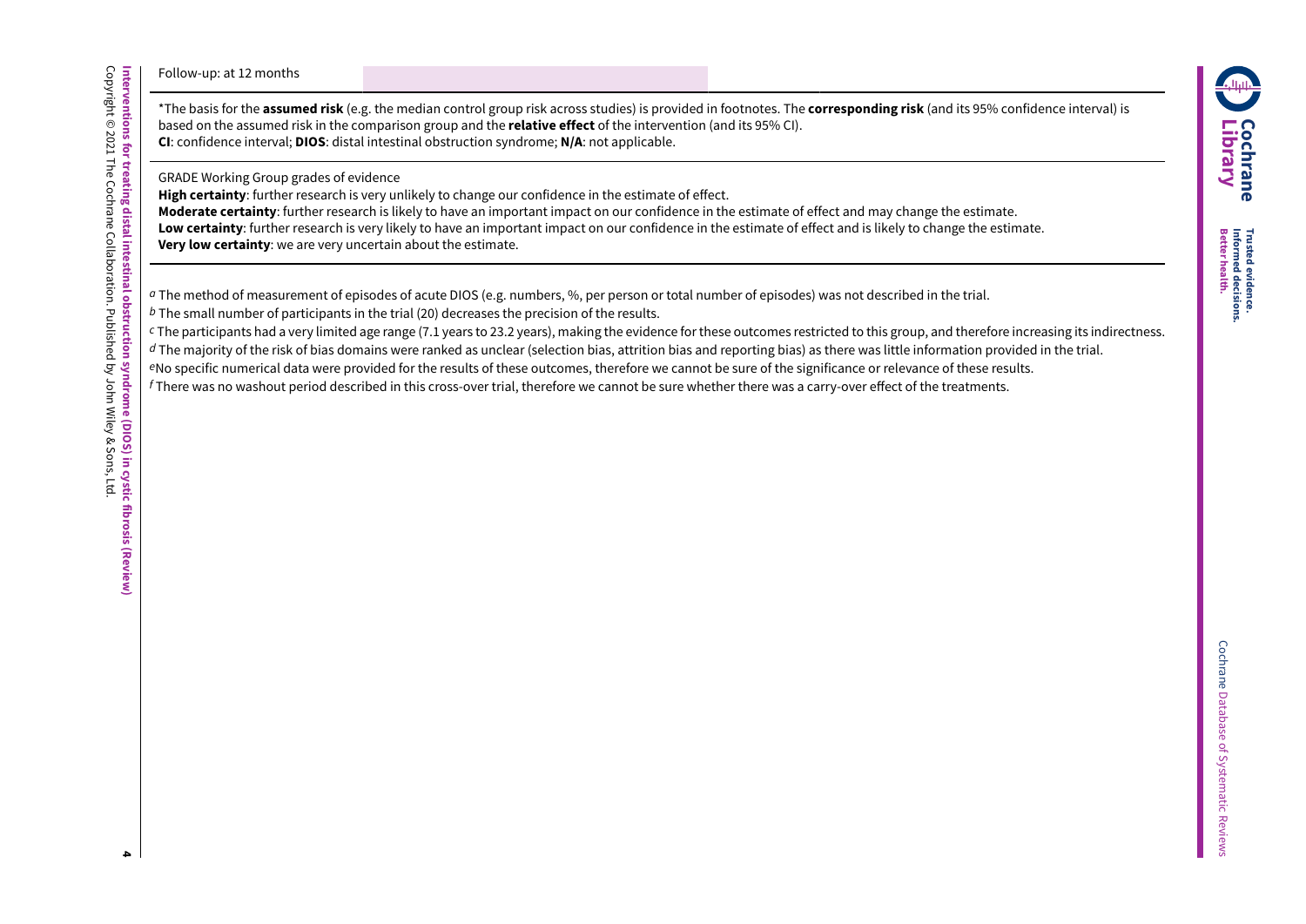Follow-up: at 12 months

*The basis for the **assumed risk** (e.g. the median control group risk across studies) is provided in footnotes. The **corresponding risk** (and its 95% confidence interval) is based on the assumed risk in the comparison group and the **relative effect** of the intervention (and its 95% CI).
**CI**: confidence interval; **DIOS**: distal intestinal obstruction syndrome; **N/A**: not applicable.

GRADE Working Group grades of evidence
**High certainty**: further research is very unlikely to change our confidence in the estimate of effect.
**Moderate certainty**: further research is likely to have an important impact on our confidence in the estimate of effect and may change the estimate.
**Low certainty**: further research is very likely to have an important impact on our confidence in the estimate of effect and is likely to change the estimate.
**Very low certainty**: we are very uncertain about the estimate.

[a] The method of measurement of episodes of acute DIOS (e.g. numbers, %, per person or total number of episodes) was not described in the trial.
[b] The small number of participants in the trial (20) decreases the precision of the results.
[c] The participants had a very limited age range (7.1 years to 23.2 years), making the evidence for these outcomes restricted to this group, and therefore increasing its indirectness.
[d] The majority of the risk of bias domains were ranked as unclear (selection bias, attrition bias and reporting bias) as there was little information provided in the trial.
[e] No specific numerical data were provided for the results of these outcomes, therefore we cannot be sure of the significance or relevance of these results.
[f] There was no washout period described in this cross-over trial, therefore we cannot be sure whether there was a carry-over effect of the treatments.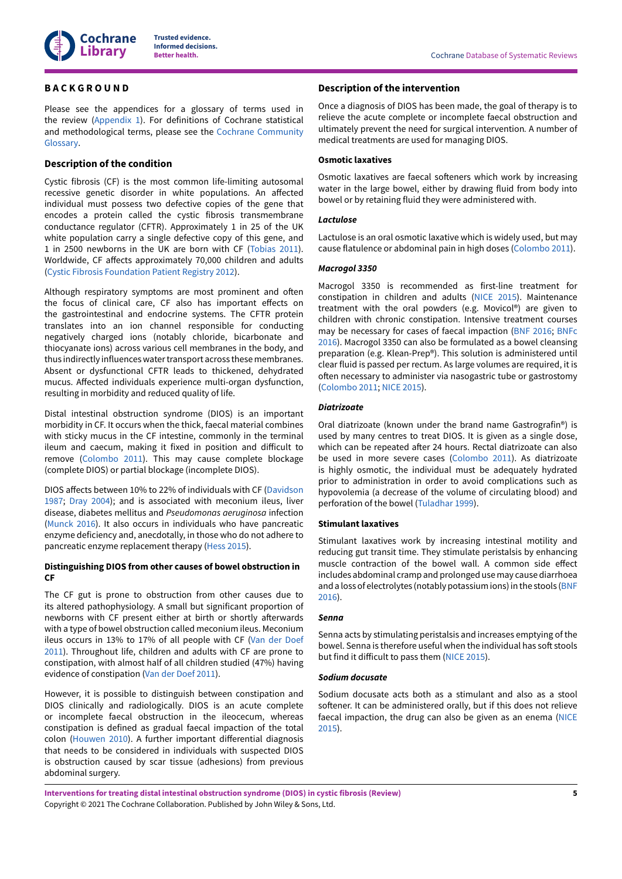# BACKGROUND

Please see the appendices for a glossary of terms used in the review (Appendix 1). For definitions of Cochrane statistical and methodological terms, please see the Cochrane Community Glossary.

## Description of the condition

Cystic fibrosis (CF) is the most common life-limiting autosomal recessive genetic disorder in white populations. An affected individual must possess two defective copies of the gene that encodes a protein called the cystic fibrosis transmembrane conductance regulator (CFTR). Approximately 1 in 25 of the UK white population carry a single defective copy of this gene, and 1 in 2500 newborns in the UK are born with CF (Tobias 2011). Worldwide, CF affects approximately 70,000 children and adults (Cystic Fibrosis Foundation Patient Registry 2012).

Although respiratory symptoms are most prominent and often the focus of clinical care, CF also has important effects on the gastrointestinal and endocrine systems. The CFTR protein translates into an ion channel responsible for conducting negatively charged ions (notably chloride, bicarbonate and thiocyanate ions) across various cell membranes in the body, and thus indirectly influences water transport across these membranes. Absent or dysfunctional CFTR leads to thickened, dehydrated mucus. Affected individuals experience multi-organ dysfunction, resulting in morbidity and reduced quality of life.

Distal intestinal obstruction syndrome (DIOS) is an important morbidity in CF. It occurs when the thick, faecal material combines with sticky mucus in the CF intestine, commonly in the terminal ileum and caecum, making it fixed in position and difficult to remove (Colombo 2011). This may cause complete blockage (complete DIOS) or partial blockage (incomplete DIOS).

DIOS affects between 10% to 22% of individuals with CF (Davidson 1987; Dray 2004); and is associated with meconium ileus, liver disease, diabetes mellitus and *Pseudomonas aeruginosa* infection (Munck 2016). It also occurs in individuals who have pancreatic enzyme deficiency and, anecdotally, in those who do not adhere to pancreatic enzyme replacement therapy (Hess 2015).

### Distinguishing DIOS from other causes of bowel obstruction in CF

The CF gut is prone to obstruction from other causes due to its altered pathophysiology. A small but significant proportion of newborns with CF present either at birth or shortly afterwards with a type of bowel obstruction called meconium ileus. Meconium ileus occurs in 13% to 17% of all people with CF (Van der Doef 2011). Throughout life, children and adults with CF are prone to constipation, with almost half of all children studied (47%) having evidence of constipation (Van der Doef 2011).

However, it is possible to distinguish between constipation and DIOS clinically and radiologically. DIOS is an acute complete or incomplete faecal obstruction in the ileocecum, whereas constipation is defined as gradual faecal impaction of the total colon (Houwen 2010). A further important differential diagnosis that needs to be considered in individuals with suspected DIOS is obstruction caused by scar tissue (adhesions) from previous abdominal surgery.

## Description of the intervention

Once a diagnosis of DIOS has been made, the goal of therapy is to relieve the acute complete or incomplete faecal obstruction and ultimately prevent the need for surgical intervention. A number of medical treatments are used for managing DIOS.

### Osmotic laxatives

Osmotic laxatives are faecal softeners which work by increasing water in the large bowel, either by drawing fluid from body into bowel or by retaining fluid they were administered with.

#### *Lactulose*

Lactulose is an oral osmotic laxative which is widely used, but may cause flatulence or abdominal pain in high doses (Colombo 2011).

#### *Macrogol 3350*

Macrogol 3350 is recommended as first-line treatment for constipation in children and adults (NICE 2015). Maintenance treatment with the oral powders (e.g. Movicol®) are given to children with chronic constipation. Intensive treatment courses may be necessary for cases of faecal impaction (BNF 2016; BNFc 2016). Macrogol 3350 can also be formulated as a bowel cleansing preparation (e.g. Klean-Prep®). This solution is administered until clear fluid is passed per rectum. As large volumes are required, it is often necessary to administer via nasogastric tube or gastrostomy (Colombo 2011; NICE 2015).

#### *Diatrizoate*

Oral diatrizoate (known under the brand name Gastrografin®) is used by many centres to treat DIOS. It is given as a single dose, which can be repeated after 24 hours. Rectal diatrizoate can also be used in more severe cases (Colombo 2011). As diatrizoate is highly osmotic, the individual must be adequately hydrated prior to administration in order to avoid complications such as hypovolemia (a decrease of the volume of circulating blood) and perforation of the bowel (Tuladhar 1999).

### Stimulant laxatives

Stimulant laxatives work by increasing intestinal motility and reducing gut transit time. They stimulate peristalsis by enhancing muscle contraction of the bowel wall. A common side effect includes abdominal cramp and prolonged use may cause diarrhoea and a loss of electrolytes (notably potassium ions) in the stools (BNF 2016).

#### *Senna*

Senna acts by stimulating peristalsis and increases emptying of the bowel. Senna is therefore useful when the individual has soft stools but find it difficult to pass them (NICE 2015).

#### *Sodium docusate*

Sodium docusate acts both as a stimulant and also as a stool softener. It can be administered orally, but if this does not relieve faecal impaction, the drug can also be given as an enema (NICE 2015).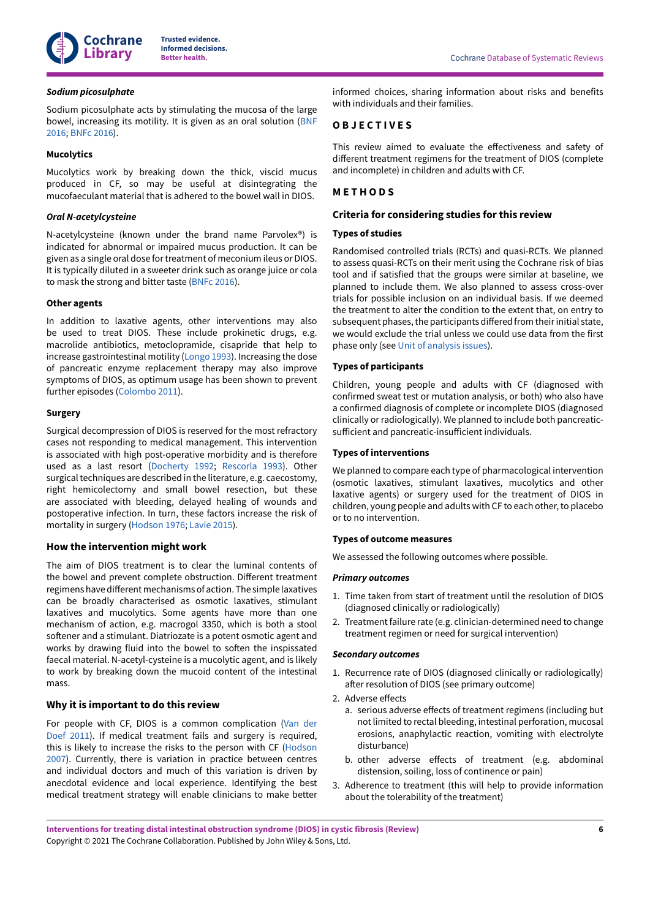#### *Sodium picosulphate*

Sodium picosulphate acts by stimulating the mucosa of the large bowel, increasing its motility. It is given as an oral solution (BNF 2016; BNFc 2016).

#### Mucolytics

Mucolytics work by breaking down the thick, viscid mucus produced in CF, so may be useful at disintegrating the mucofaeculant material that is adhered to the bowel wall in DIOS.

#### *Oral N-acetylcysteine*

N-acetylcysteine (known under the brand name Parvolex®) is indicated for abnormal or impaired mucus production. It can be given as a single oral dose for treatment of meconium ileus or DIOS. It is typically diluted in a sweeter drink such as orange juice or cola to mask the strong and bitter taste (BNFc 2016).

#### Other agents

In addition to laxative agents, other interventions may also be used to treat DIOS. These include prokinetic drugs, e.g. macrolide antibiotics, metoclopramide, cisapride that help to increase gastrointestinal motility (Longo 1993). Increasing the dose of pancreatic enzyme replacement therapy may also improve symptoms of DIOS, as optimum usage has been shown to prevent further episodes (Colombo 2011).

#### Surgery

Surgical decompression of DIOS is reserved for the most refractory cases not responding to medical management. This intervention is associated with high post-operative morbidity and is therefore used as a last resort (Docherty 1992; Rescorla 1993). Other surgical techniques are described in the literature, e.g. caecostomy, right hemicolectomy and small bowel resection, but these are associated with bleeding, delayed healing of wounds and postoperative infection. In turn, these factors increase the risk of mortality in surgery (Hodson 1976; Lavie 2015).

### How the intervention might work

The aim of DIOS treatment is to clear the luminal contents of the bowel and prevent complete obstruction. Different treatment regimens have different mechanisms of action. The simple laxatives can be broadly characterised as osmotic laxatives, stimulant laxatives and mucolytics. Some agents have more than one mechanism of action, e.g. macrogol 3350, which is both a stool softener and a stimulant. Diatriozate is a potent osmotic agent and works by drawing fluid into the bowel to soften the inspissated faecal material. N-acetyl-cysteine is a mucolytic agent, and is likely to work by breaking down the mucoid content of the intestinal mass.

### Why it is important to do this review

For people with CF, DIOS is a common complication (Van der Doef 2011). If medical treatment fails and surgery is required, this is likely to increase the risks to the person with CF (Hodson 2007). Currently, there is variation in practice between centres and individual doctors and much of this variation is driven by anecdotal evidence and local experience. Identifying the best medical treatment strategy will enable clinicians to make better informed choices, sharing information about risks and benefits with individuals and their families.

## OBJECTIVES

This review aimed to evaluate the effectiveness and safety of different treatment regimens for the treatment of DIOS (complete and incomplete) in children and adults with CF.

## METHODS

### Criteria for considering studies for this review

#### Types of studies

Randomised controlled trials (RCTs) and quasi-RCTs. We planned to assess quasi-RCTs on their merit using the Cochrane risk of bias tool and if satisfied that the groups were similar at baseline, we planned to include them. We also planned to assess cross-over trials for possible inclusion on an individual basis. If we deemed the treatment to alter the condition to the extent that, on entry to subsequent phases, the participants differed from their initial state, we would exclude the trial unless we could use data from the first phase only (see Unit of analysis issues).

#### Types of participants

Children, young people and adults with CF (diagnosed with confirmed sweat test or mutation analysis, or both) who also have a confirmed diagnosis of complete or incomplete DIOS (diagnosed clinically or radiologically). We planned to include both pancreatic-sufficient and pancreatic-insufficient individuals.

#### Types of interventions

We planned to compare each type of pharmacological intervention (osmotic laxatives, stimulant laxatives, mucolytics and other laxative agents) or surgery used for the treatment of DIOS in children, young people and adults with CF to each other, to placebo or to no intervention.

#### Types of outcome measures

We assessed the following outcomes where possible.

#### *Primary outcomes*

1. Time taken from start of treatment until the resolution of DIOS (diagnosed clinically or radiologically)
2. Treatment failure rate (e.g. clinician-determined need to change treatment regimen or need for surgical intervention)

#### *Secondary outcomes*

1. Recurrence rate of DIOS (diagnosed clinically or radiologically) after resolution of DIOS (see primary outcome)
2. Adverse effects
    a. serious adverse effects of treatment regimens (including but not limited to rectal bleeding, intestinal perforation, mucosal erosions, anaphylactic reaction, vomiting with electrolyte disturbance)
    b. other adverse effects of treatment (e.g. abdominal distension, soiling, loss of continence or pain)
3. Adherence to treatment (this will help to provide information about the tolerability of the treatment)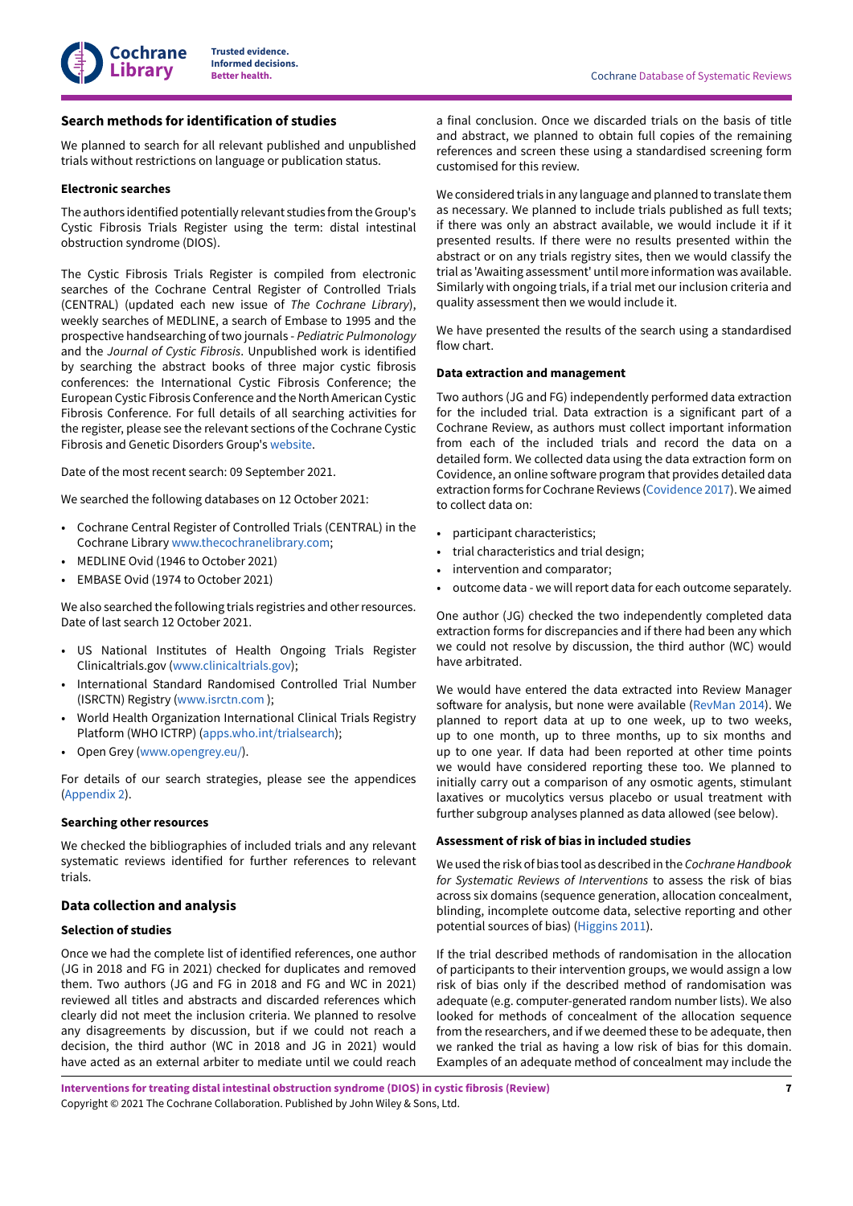## Search methods for identification of studies

We planned to search for all relevant published and unpublished trials without restrictions on language or publication status.

### Electronic searches

The authors identified potentially relevant studies from the Group's Cystic Fibrosis Trials Register using the term: distal intestinal obstruction syndrome (DIOS).

The Cystic Fibrosis Trials Register is compiled from electronic searches of the Cochrane Central Register of Controlled Trials (CENTRAL) (updated each new issue of *The Cochrane Library*), weekly searches of MEDLINE, a search of Embase to 1995 and the prospective handsearching of two journals - *Pediatric Pulmonology* and the *Journal of Cystic Fibrosis*. Unpublished work is identified by searching the abstract books of three major cystic fibrosis conferences: the International Cystic Fibrosis Conference; the European Cystic Fibrosis Conference and the North American Cystic Fibrosis Conference. For full details of all searching activities for the register, please see the relevant sections of the Cochrane Cystic Fibrosis and Genetic Disorders Group's website.

Date of the most recent search: 09 September 2021.

We searched the following databases on 12 October 2021:

- Cochrane Central Register of Controlled Trials (CENTRAL) in the Cochrane Library www.thecochranelibrary.com;
- MEDLINE Ovid (1946 to October 2021)
- EMBASE Ovid (1974 to October 2021)

We also searched the following trials registries and other resources. Date of last search 12 October 2021.

- US National Institutes of Health Ongoing Trials Register Clinicaltrials.gov (www.clinicaltrials.gov);
- International Standard Randomised Controlled Trial Number (ISRCTN) Registry (www.isrctn.com );
- World Health Organization International Clinical Trials Registry Platform (WHO ICTRP) (apps.who.int/trialsearch);
- Open Grey (www.opengrey.eu/).

For details of our search strategies, please see the appendices (Appendix 2).

### Searching other resources

We checked the bibliographies of included trials and any relevant systematic reviews identified for further references to relevant trials.

## Data collection and analysis

### Selection of studies

Once we had the complete list of identified references, one author (JG in 2018 and FG in 2021) checked for duplicates and removed them. Two authors (JG and FG in 2018 and FG and WC in 2021) reviewed all titles and abstracts and discarded references which clearly did not meet the inclusion criteria. We planned to resolve any disagreements by discussion, but if we could not reach a decision, the third author (WC in 2018 and JG in 2021) would have acted as an external arbiter to mediate until we could reach a final conclusion. Once we discarded trials on the basis of title and abstract, we planned to obtain full copies of the remaining references and screen these using a standardised screening form customised for this review.

We considered trials in any language and planned to translate them as necessary. We planned to include trials published as full texts; if there was only an abstract available, we would include it if it presented results. If there were no results presented within the abstract or on any trials registry sites, then we would classify the trial as 'Awaiting assessment' until more information was available. Similarly with ongoing trials, if a trial met our inclusion criteria and quality assessment then we would include it.

We have presented the results of the search using a standardised flow chart.

### Data extraction and management

Two authors (JG and FG) independently performed data extraction for the included trial. Data extraction is a significant part of a Cochrane Review, as authors must collect important information from each of the included trials and record the data on a detailed form. We collected data using the data extraction form on Covidence, an online software program that provides detailed data extraction forms for Cochrane Reviews (Covidence 2017). We aimed to collect data on:

- participant characteristics;
- trial characteristics and trial design;
- intervention and comparator;
- outcome data - we will report data for each outcome separately.

One author (JG) checked the two independently completed data extraction forms for discrepancies and if there had been any which we could not resolve by discussion, the third author (WC) would have arbitrated.

We would have entered the data extracted into Review Manager software for analysis, but none were available (RevMan 2014). We planned to report data at up to one week, up to two weeks, up to one month, up to three months, up to six months and up to one year. If data had been reported at other time points we would have considered reporting these too. We planned to initially carry out a comparison of any osmotic agents, stimulant laxatives or mucolytics versus placebo or usual treatment with further subgroup analyses planned as data allowed (see below).

### Assessment of risk of bias in included studies

We used the risk of bias tool as described in the *Cochrane Handbook for Systematic Reviews of Interventions* to assess the risk of bias across six domains (sequence generation, allocation concealment, blinding, incomplete outcome data, selective reporting and other potential sources of bias) (Higgins 2011).

If the trial described methods of randomisation in the allocation of participants to their intervention groups, we would assign a low risk of bias only if the described method of randomisation was adequate (e.g. computer-generated random number lists). We also looked for methods of concealment of the allocation sequence from the researchers, and if we deemed these to be adequate, then we ranked the trial as having a low risk of bias for this domain. Examples of an adequate method of concealment may include the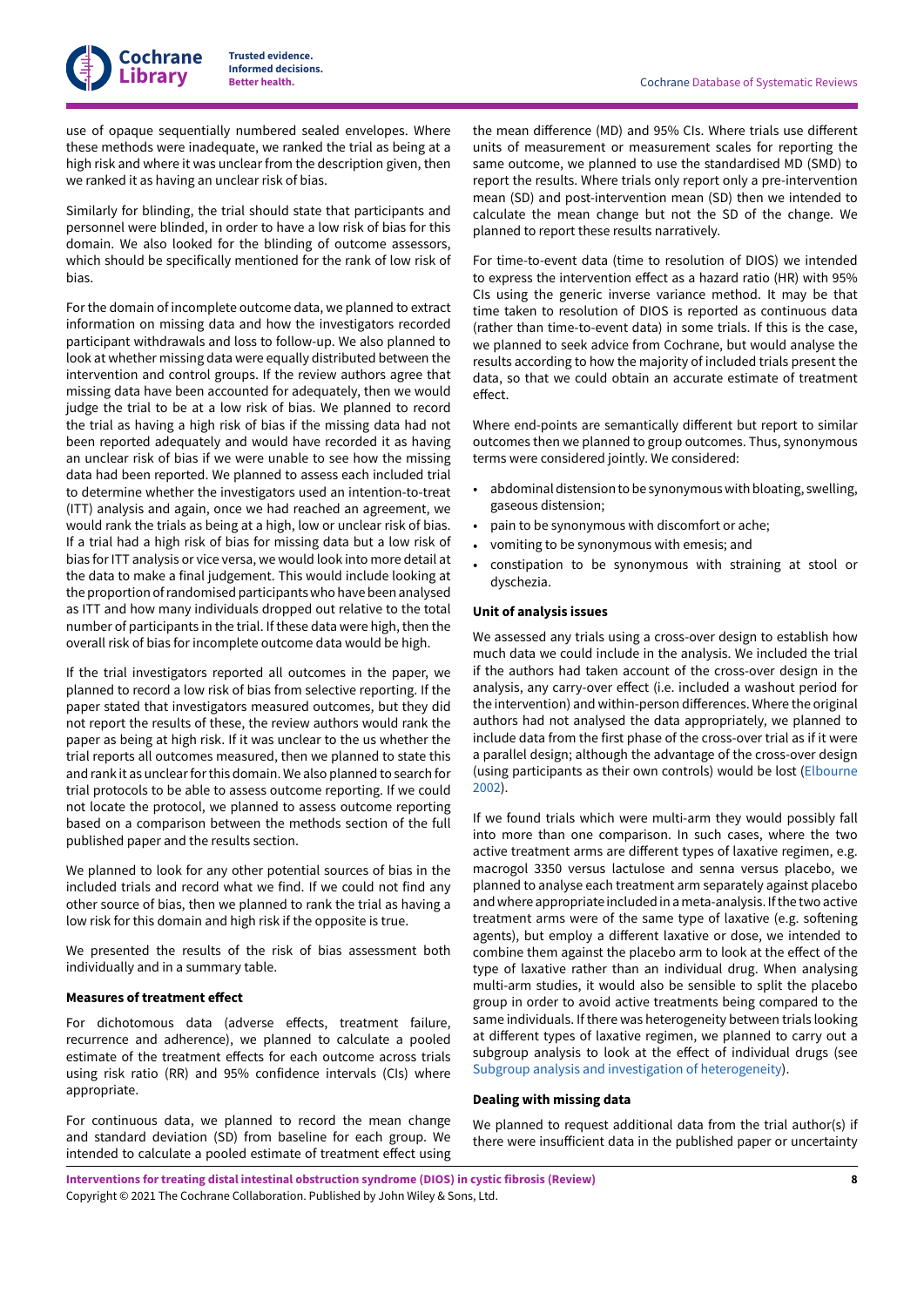use of opaque sequentially numbered sealed envelopes. Where these methods were inadequate, we ranked the trial as being at a high risk and where it was unclear from the description given, then we ranked it as having an unclear risk of bias.

Similarly for blinding, the trial should state that participants and personnel were blinded, in order to have a low risk of bias for this domain. We also looked for the blinding of outcome assessors, which should be specifically mentioned for the rank of low risk of bias.

For the domain of incomplete outcome data, we planned to extract information on missing data and how the investigators recorded participant withdrawals and loss to follow-up. We also planned to look at whether missing data were equally distributed between the intervention and control groups. If the review authors agree that missing data have been accounted for adequately, then we would judge the trial to be at a low risk of bias. We planned to record the trial as having a high risk of bias if the missing data had not been reported adequately and would have recorded it as having an unclear risk of bias if we were unable to see how the missing data had been reported. We planned to assess each included trial to determine whether the investigators used an intention-to-treat (ITT) analysis and again, once we had reached an agreement, we would rank the trials as being at a high, low or unclear risk of bias. If a trial had a high risk of bias for missing data but a low risk of bias for ITT analysis or vice versa, we would look into more detail at the data to make a final judgement. This would include looking at the proportion of randomised participants who have been analysed as ITT and how many individuals dropped out relative to the total number of participants in the trial. If these data were high, then the overall risk of bias for incomplete outcome data would be high.

If the trial investigators reported all outcomes in the paper, we planned to record a low risk of bias from selective reporting. If the paper stated that investigators measured outcomes, but they did not report the results of these, the review authors would rank the paper as being at high risk. If it was unclear to the us whether the trial reports all outcomes measured, then we planned to state this and rank it as unclear for this domain. We also planned to search for trial protocols to be able to assess outcome reporting. If we could not locate the protocol, we planned to assess outcome reporting based on a comparison between the methods section of the full published paper and the results section.

We planned to look for any other potential sources of bias in the included trials and record what we find. If we could not find any other source of bias, then we planned to rank the trial as having a low risk for this domain and high risk if the opposite is true.

We presented the results of the risk of bias assessment both individually and in a summary table.

### Measures of treatment effect

For dichotomous data (adverse effects, treatment failure, recurrence and adherence), we planned to calculate a pooled estimate of the treatment effects for each outcome across trials using risk ratio (RR) and 95% confidence intervals (CIs) where appropriate.

For continuous data, we planned to record the mean change and standard deviation (SD) from baseline for each group. We intended to calculate a pooled estimate of treatment effect using the mean difference (MD) and 95% CIs. Where trials use different units of measurement or measurement scales for reporting the same outcome, we planned to use the standardised MD (SMD) to report the results. Where trials only report only a pre-intervention mean (SD) and post-intervention mean (SD) then we intended to calculate the mean change but not the SD of the change. We planned to report these results narratively.

For time-to-event data (time to resolution of DIOS) we intended to express the intervention effect as a hazard ratio (HR) with 95% CIs using the generic inverse variance method. It may be that time taken to resolution of DIOS is reported as continuous data (rather than time-to-event data) in some trials. If this is the case, we planned to seek advice from Cochrane, but would analyse the results according to how the majority of included trials present the data, so that we could obtain an accurate estimate of treatment effect.

Where end-points are semantically different but report to similar outcomes then we planned to group outcomes. Thus, synonymous terms were considered jointly. We considered:

- abdominal distension to be synonymous with bloating, swelling, gaseous distension;
- pain to be synonymous with discomfort or ache;
- vomiting to be synonymous with emesis; and
- constipation to be synonymous with straining at stool or dyschezia.

### Unit of analysis issues

We assessed any trials using a cross-over design to establish how much data we could include in the analysis. We included the trial if the authors had taken account of the cross-over design in the analysis, any carry-over effect (i.e. included a washout period for the intervention) and within-person differences. Where the original authors had not analysed the data appropriately, we planned to include data from the first phase of the cross-over trial as if it were a parallel design; although the advantage of the cross-over design (using participants as their own controls) would be lost (Elbourne 2002).

If we found trials which were multi-arm they would possibly fall into more than one comparison. In such cases, where the two active treatment arms are different types of laxative regimen, e.g. macrogol 3350 versus lactulose and senna versus placebo, we planned to analyse each treatment arm separately against placebo and where appropriate included in a meta-analysis. If the two active treatment arms were of the same type of laxative (e.g. softening agents), but employ a different laxative or dose, we intended to combine them against the placebo arm to look at the effect of the type of laxative rather than an individual drug. When analysing multi-arm studies, it would also be sensible to split the placebo group in order to avoid active treatments being compared to the same individuals. If there was heterogeneity between trials looking at different types of laxative regimen, we planned to carry out a subgroup analysis to look at the effect of individual drugs (see Subgroup analysis and investigation of heterogeneity).

### Dealing with missing data

We planned to request additional data from the trial author(s) if there were insufficient data in the published paper or uncertainty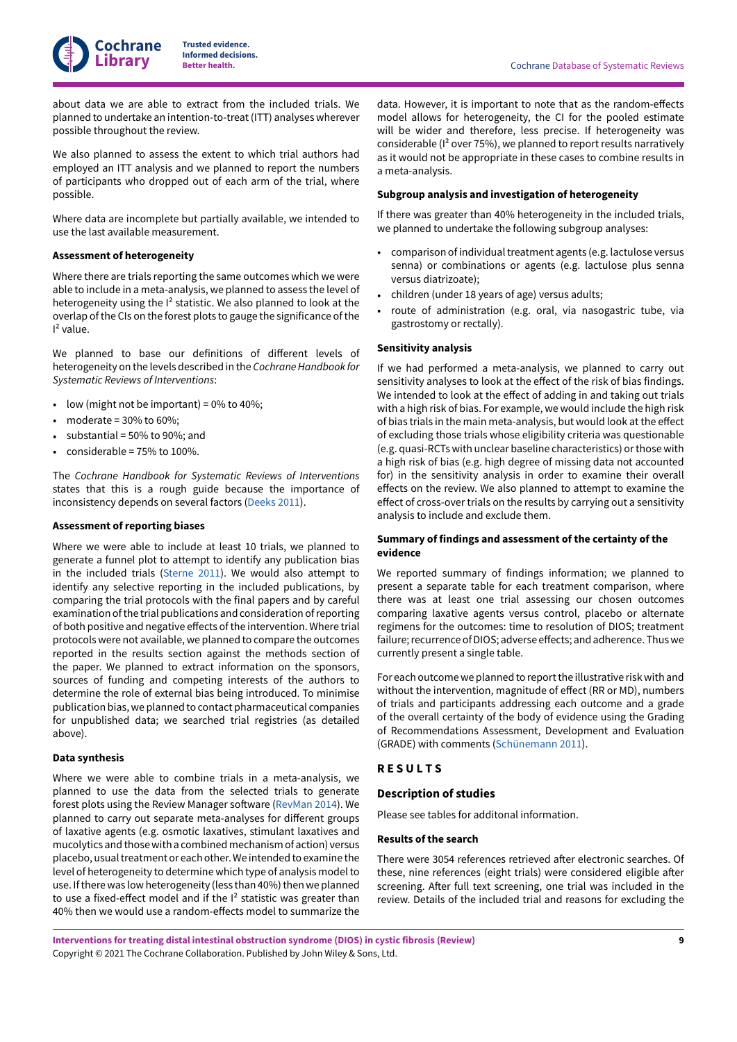about data we are able to extract from the included trials. We planned to undertake an intention-to-treat (ITT) analyses wherever possible throughout the review.

We also planned to assess the extent to which trial authors had employed an ITT analysis and we planned to report the numbers of participants who dropped out of each arm of the trial, where possible.

Where data are incomplete but partially available, we intended to use the last available measurement.

#### Assessment of heterogeneity

Where there are trials reporting the same outcomes which we were able to include in a meta-analysis, we planned to assess the level of heterogeneity using the $I^2$ statistic. We also planned to look at the overlap of the CIs on the forest plots to gauge the significance of the $I^2$ value.

We planned to base our definitions of different levels of heterogeneity on the levels described in the *Cochrane Handbook for Systematic Reviews of Interventions*:

- low (might not be important) = 0% to 40%;
- moderate = 30% to 60%;
- substantial = 50% to 90%; and
- considerable = 75% to 100%.

The *Cochrane Handbook for Systematic Reviews of Interventions* states that this is a rough guide because the importance of inconsistency depends on several factors (Deeks 2011).

#### Assessment of reporting biases

Where we were able to include at least 10 trials, we planned to generate a funnel plot to attempt to identify any publication bias in the included trials (Sterne 2011). We would also attempt to identify any selective reporting in the included publications, by comparing the trial protocols with the final papers and by careful examination of the trial publications and consideration of reporting of both positive and negative effects of the intervention. Where trial protocols were not available, we planned to compare the outcomes reported in the results section against the methods section of the paper. We planned to extract information on the sponsors, sources of funding and competing interests of the authors to determine the role of external bias being introduced. To minimise publication bias, we planned to contact pharmaceutical companies for unpublished data; we searched trial registries (as detailed above).

#### Data synthesis

Where we were able to combine trials in a meta-analysis, we planned to use the data from the selected trials to generate forest plots using the Review Manager software (RevMan 2014). We planned to carry out separate meta-analyses for different groups of laxative agents (e.g. osmotic laxatives, stimulant laxatives and mucolytics and those with a combined mechanism of action) versus placebo, usual treatment or each other. We intended to examine the level of heterogeneity to determine which type of analysis model to use. If there was low heterogeneity (less than 40%) then we planned to use a fixed-effect model and if the $I^2$ statistic was greater than 40% then we would use a random-effects model to summarize the data. However, it is important to note that as the random-effects model allows for heterogeneity, the CI for the pooled estimate will be wider and therefore, less precise. If heterogeneity was considerable ($I^2$ over 75%), we planned to report results narratively as it would not be appropriate in these cases to combine results in a meta-analysis.

#### Subgroup analysis and investigation of heterogeneity

If there was greater than 40% heterogeneity in the included trials, we planned to undertake the following subgroup analyses:

- comparison of individual treatment agents (e.g. lactulose versus senna) or combinations or agents (e.g. lactulose plus senna versus diatrizoate);
- children (under 18 years of age) versus adults;
- route of administration (e.g. oral, via nasogastric tube, via gastrostomy or rectally).

#### Sensitivity analysis

If we had performed a meta-analysis, we planned to carry out sensitivity analyses to look at the effect of the risk of bias findings. We intended to look at the effect of adding in and taking out trials with a high risk of bias. For example, we would include the high risk of bias trials in the main meta-analysis, but would look at the effect of excluding those trials whose eligibility criteria was questionable (e.g. quasi-RCTs with unclear baseline characteristics) or those with a high risk of bias (e.g. high degree of missing data not accounted for) in the sensitivity analysis in order to examine their overall effects on the review. We also planned to attempt to examine the effect of cross-over trials on the results by carrying out a sensitivity analysis to include and exclude them.

#### Summary of findings and assessment of the certainty of the evidence

We reported summary of findings information; we planned to present a separate table for each treatment comparison, where there was at least one trial assessing our chosen outcomes comparing laxative agents versus control, placebo or alternate regimens for the outcomes: time to resolution of DIOS; treatment failure; recurrence of DIOS; adverse effects; and adherence. Thus we currently present a single table.

For each outcome we planned to report the illustrative risk with and without the intervention, magnitude of effect (RR or MD), numbers of trials and participants addressing each outcome and a grade of the overall certainty of the body of evidence using the Grading of Recommendations Assessment, Development and Evaluation (GRADE) with comments (Schünemann 2011).

## RESULTS

### Description of studies

Please see tables for additonal information.

#### Results of the search

There were 3054 references retrieved after electronic searches. Of these, nine references (eight trials) were considered eligible after screening. After full text screening, one trial was included in the review. Details of the included trial and reasons for excluding the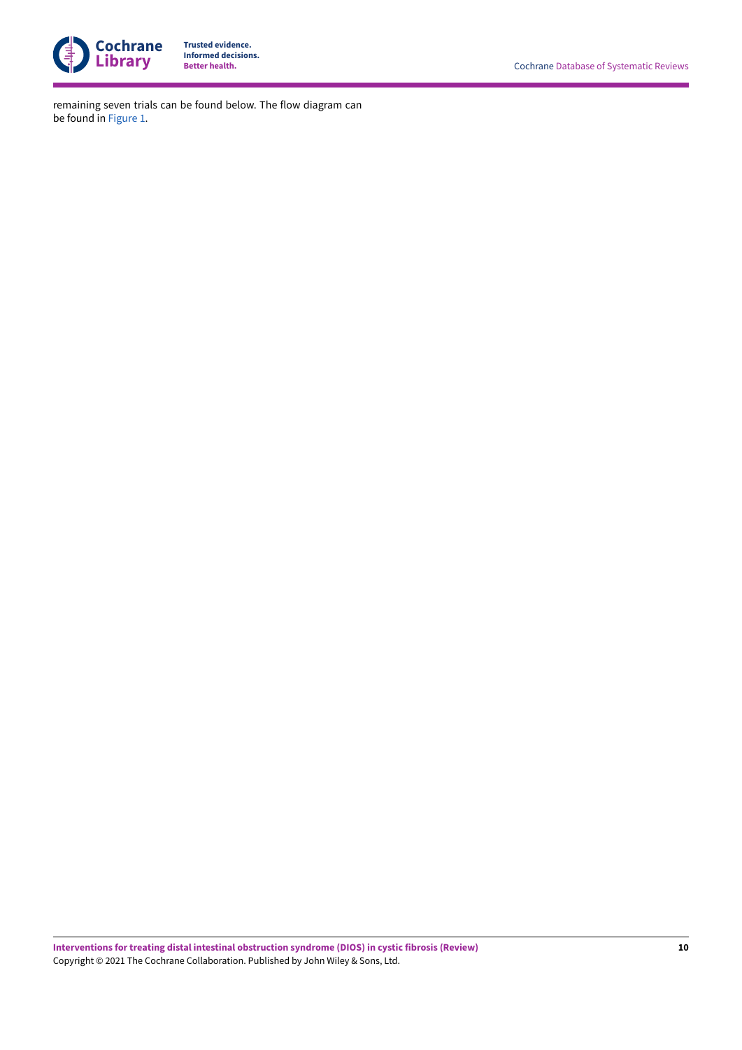remaining seven trials can be found below. The flow diagram can be found in Figure 1.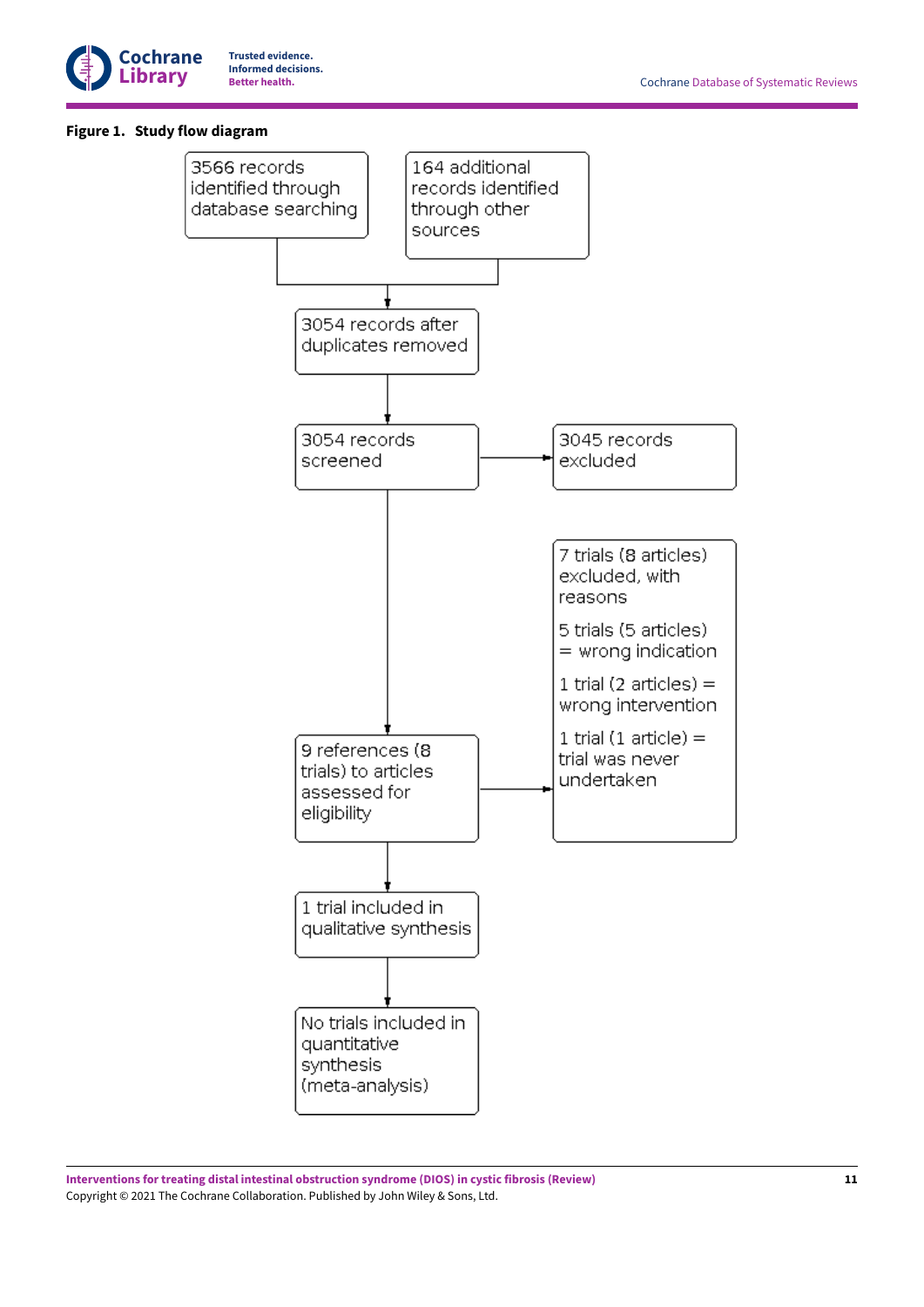**Figure 1. Study flow diagram**

3566 records identified through database searching

164 additional records identified through other sources

3054 records after duplicates removed

3054 records screened

3045 records excluded

9 references (8 trials) to articles assessed for eligibility

7 trials (8 articles) excluded, with reasons

5 trials (5 articles) = wrong indication

1 trial (2 articles) = wrong intervention

1 trial (1 article) = trial was never undertaken

1 trial included in qualitative synthesis

No trials included in quantitative synthesis (meta-analysis)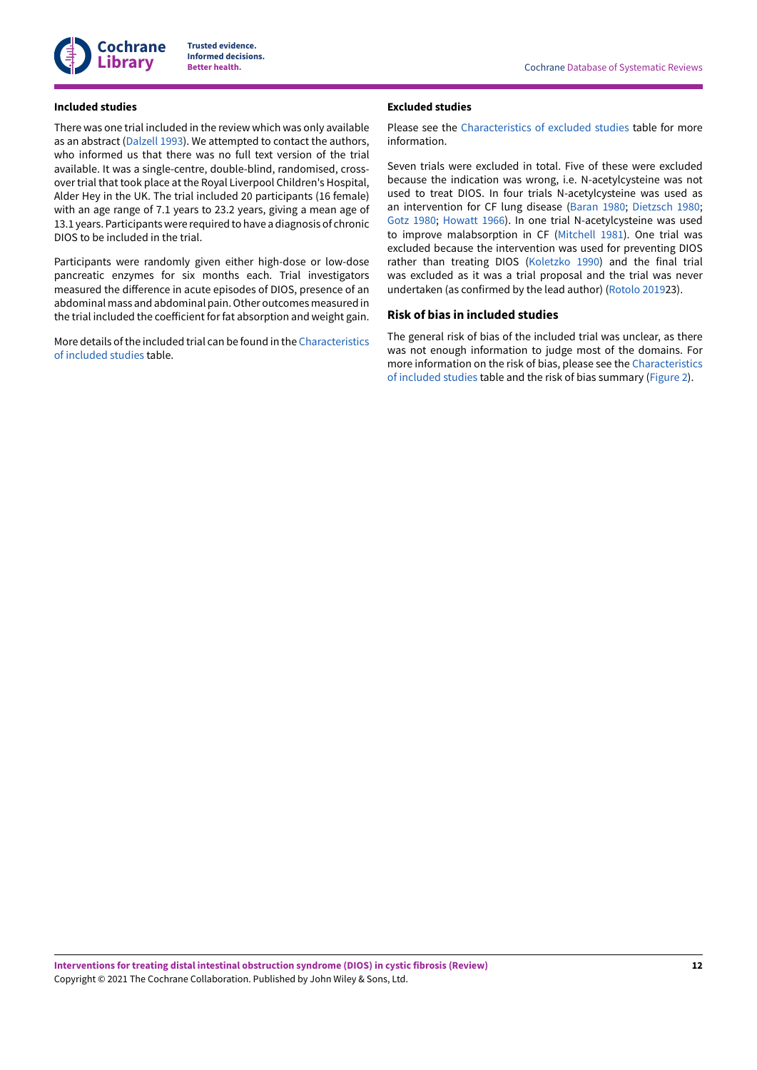### Included studies

There was one trial included in the review which was only available as an abstract (Dalzell 1993). We attempted to contact the authors, who informed us that there was no full text version of the trial available. It was a single-centre, double-blind, randomised, cross-over trial that took place at the Royal Liverpool Children's Hospital, Alder Hey in the UK. The trial included 20 participants (16 female) with an age range of 7.1 years to 23.2 years, giving a mean age of 13.1 years. Participants were required to have a diagnosis of chronic DIOS to be included in the trial.

Participants were randomly given either high-dose or low-dose pancreatic enzymes for six months each. Trial investigators measured the difference in acute episodes of DIOS, presence of an abdominal mass and abdominal pain. Other outcomes measured in the trial included the coefficient for fat absorption and weight gain.

More details of the included trial can be found in the Characteristics of included studies table.

### Excluded studies

Please see the Characteristics of excluded studies table for more information.

Seven trials were excluded in total. Five of these were excluded because the indication was wrong, i.e. N-acetylcysteine was not used to treat DIOS. In four trials N-acetylcysteine was used as an intervention for CF lung disease (Baran 1980; Dietzsch 1980; Gotz 1980; Howatt 1966). In one trial N-acetylcysteine was used to improve malabsorption in CF (Mitchell 1981). One trial was excluded because the intervention was used for preventing DIOS rather than treating DIOS (Koletzko 1990) and the final trial was excluded as it was a trial proposal and the trial was never undertaken (as confirmed by the lead author) (Rotolo 201923).

## Risk of bias in included studies

The general risk of bias of the included trial was unclear, as there was not enough information to judge most of the domains. For more information on the risk of bias, please see the Characteristics of included studies table and the risk of bias summary (Figure 2).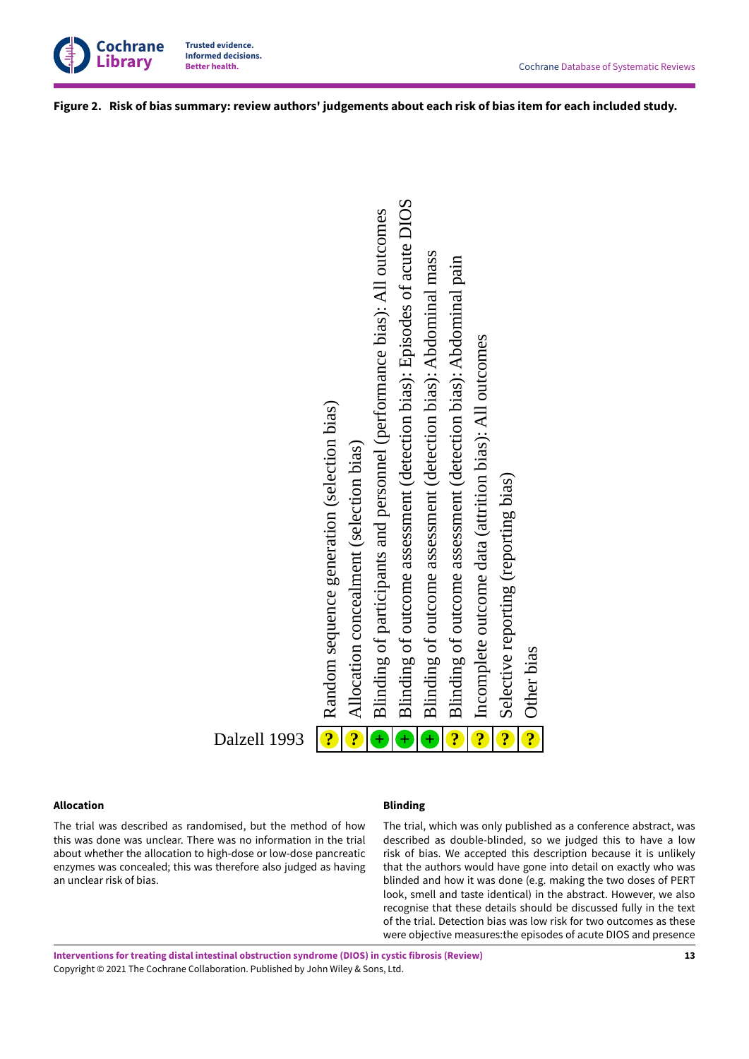**Figure 2. Risk of bias summary: review authors' judgements about each risk of bias item for each included study.**

| | Random sequence generation (selection bias) | Allocation concealment (selection bias) | Blinding of participants and personnel (performance bias): All outcomes | Blinding of outcome assessment (detection bias): Episodes of acute DIOS | Blinding of outcome assessment (detection bias): Abdominal mass | Blinding of outcome assessment (detection bias): Abdominal pain | Incomplete outcome data (attrition bias): All outcomes | Selective reporting (reporting bias) | Other bias |
|---|---|---|---|---|---|---|---|---|---|
| Dalzell 1993 | ? | ? | + | + | + | ? | ? | ? | ? |

## Allocation

The trial was described as randomised, but the method of how this was done was unclear. There was no information in the trial about whether the allocation to high-dose or low-dose pancreatic enzymes was concealed; this was therefore also judged as having an unclear risk of bias.

## Blinding

The trial, which was only published as a conference abstract, was described as double-blinded, so we judged this to have a low risk of bias. We accepted this description because it is unlikely that the authors would have gone into detail on exactly who was blinded and how it was done (e.g. making the two doses of PERT look, smell and taste identical) in the abstract. However, we also recognise that these details should be discussed fully in the text of the trial. Detection bias was low risk for two outcomes as these were objective measures:the episodes of acute DIOS and presence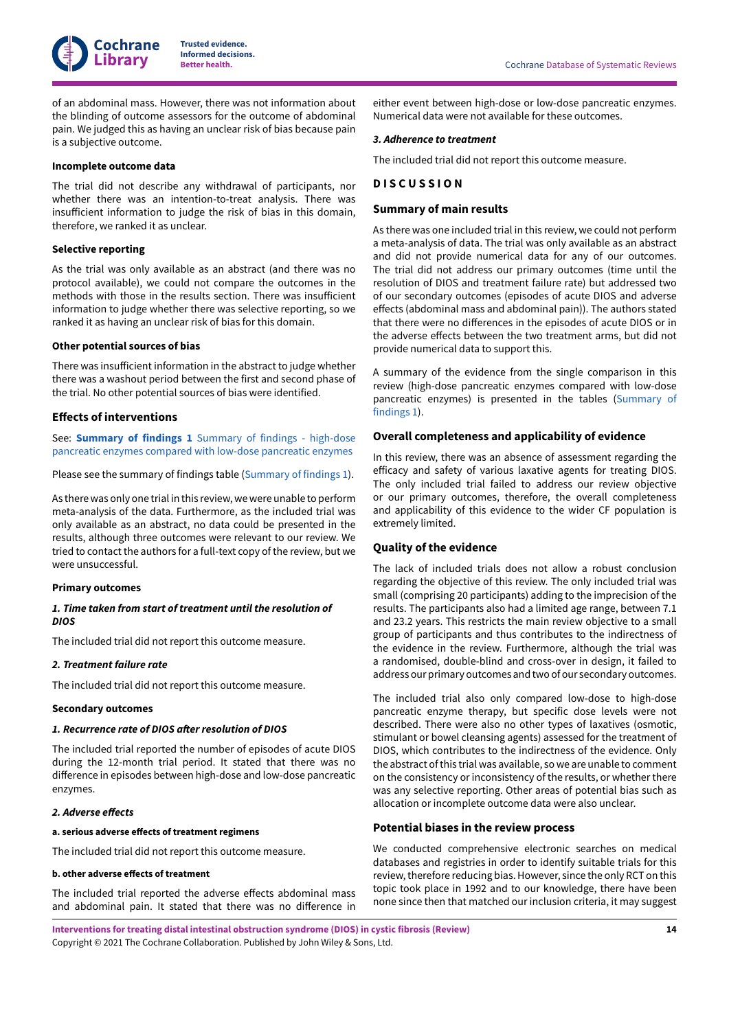of an abdominal mass. However, there was not information about the blinding of outcome assessors for the outcome of abdominal pain. We judged this as having an unclear risk of bias because pain is a subjective outcome.

#### Incomplete outcome data

The trial did not describe any withdrawal of participants, nor whether there was an intention-to-treat analysis. There was insufficient information to judge the risk of bias in this domain, therefore, we ranked it as unclear.

#### Selective reporting

As the trial was only available as an abstract (and there was no protocol available), we could not compare the outcomes in the methods with those in the results section. There was insufficient information to judge whether there was selective reporting, so we ranked it as having an unclear risk of bias for this domain.

#### Other potential sources of bias

There was insufficient information in the abstract to judge whether there was a washout period between the first and second phase of the trial. No other potential sources of bias were identified.

### Effects of interventions

See: **Summary of findings 1** Summary of findings - high-dose pancreatic enzymes compared with low-dose pancreatic enzymes

Please see the summary of findings table (Summary of findings 1).

As there was only one trial in this review, we were unable to perform meta-analysis of the data. Furthermore, as the included trial was only available as an abstract, no data could be presented in the results, although three outcomes were relevant to our review. We tried to contact the authors for a full-text copy of the review, but we were unsuccessful.

#### Primary outcomes

##### *1. Time taken from start of treatment until the resolution of DIOS*

The included trial did not report this outcome measure.

##### *2. Treatment failure rate*

The included trial did not report this outcome measure.

#### Secondary outcomes

##### *1. Recurrence rate of DIOS after resolution of DIOS*

The included trial reported the number of episodes of acute DIOS during the 12-month trial period. It stated that there was no difference in episodes between high-dose and low-dose pancreatic enzymes.

##### *2. Adverse effects*

**a. serious adverse effects of treatment regimens**

The included trial did not report this outcome measure.

**b. other adverse effects of treatment**

The included trial reported the adverse effects abdominal mass and abdominal pain. It stated that there was no difference in either event between high-dose or low-dose pancreatic enzymes. Numerical data were not available for these outcomes.

##### *3. Adherence to treatment*

The included trial did not report this outcome measure.

## DISCUSSION

### Summary of main results

As there was one included trial in this review, we could not perform a meta-analysis of data. The trial was only available as an abstract and did not provide numerical data for any of our outcomes. The trial did not address our primary outcomes (time until the resolution of DIOS and treatment failure rate) but addressed two of our secondary outcomes (episodes of acute DIOS and adverse effects (abdominal mass and abdominal pain)). The authors stated that there were no differences in the episodes of acute DIOS or in the adverse effects between the two treatment arms, but did not provide numerical data to support this.

A summary of the evidence from the single comparison in this review (high-dose pancreatic enzymes compared with low-dose pancreatic enzymes) is presented in the tables (Summary of findings 1).

### Overall completeness and applicability of evidence

In this review, there was an absence of assessment regarding the efficacy and safety of various laxative agents for treating DIOS. The only included trial failed to address our review objective or our primary outcomes, therefore, the overall completeness and applicability of this evidence to the wider CF population is extremely limited.

### Quality of the evidence

The lack of included trials does not allow a robust conclusion regarding the objective of this review. The only included trial was small (comprising 20 participants) adding to the imprecision of the results. The participants also had a limited age range, between 7.1 and 23.2 years. This restricts the main review objective to a small group of participants and thus contributes to the indirectness of the evidence in the review. Furthermore, although the trial was a randomised, double-blind and cross-over in design, it failed to address our primary outcomes and two of our secondary outcomes.

The included trial also only compared low-dose to high-dose pancreatic enzyme therapy, but specific dose levels were not described. There were also no other types of laxatives (osmotic, stimulant or bowel cleansing agents) assessed for the treatment of DIOS, which contributes to the indirectness of the evidence. Only the abstract of this trial was available, so we are unable to comment on the consistency or inconsistency of the results, or whether there was any selective reporting. Other areas of potential bias such as allocation or incomplete outcome data were also unclear.

### Potential biases in the review process

We conducted comprehensive electronic searches on medical databases and registries in order to identify suitable trials for this review, therefore reducing bias. However, since the only RCT on this topic took place in 1992 and to our knowledge, there have been none since then that matched our inclusion criteria, it may suggest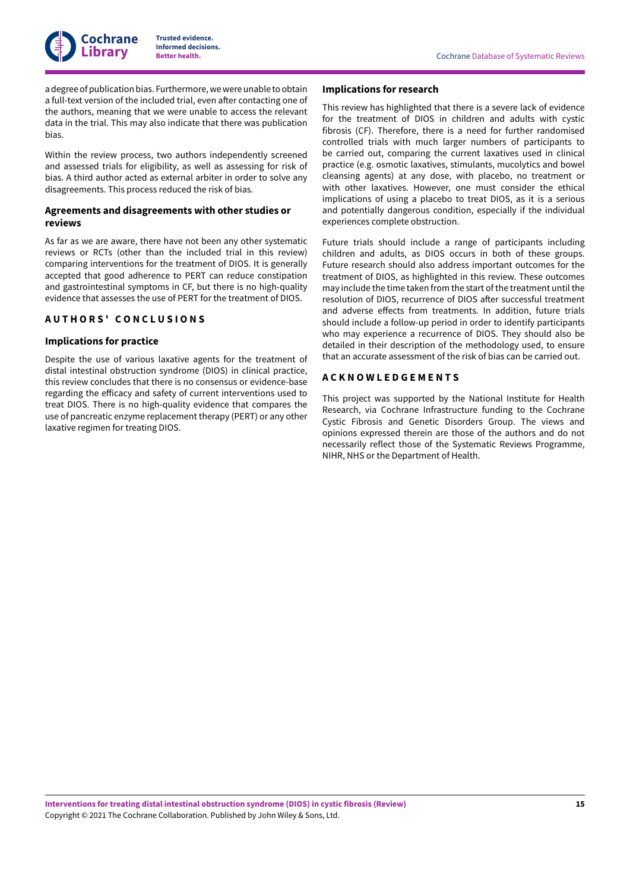a degree of publication bias. Furthermore, we were unable to obtain a full-text version of the included trial, even after contacting one of the authors, meaning that we were unable to access the relevant data in the trial. This may also indicate that there was publication bias.

Within the review process, two authors independently screened and assessed trials for eligibility, as well as assessing for risk of bias. A third author acted as external arbiter in order to solve any disagreements. This process reduced the risk of bias.

### Agreements and disagreements with other studies or reviews

As far as we are aware, there have not been any other systematic reviews or RCTs (other than the included trial in this review) comparing interventions for the treatment of DIOS. It is generally accepted that good adherence to PERT can reduce constipation and gastrointestinal symptoms in CF, but there is no high-quality evidence that assesses the use of PERT for the treatment of DIOS.

## AUTHORS' CONCLUSIONS

### Implications for practice

Despite the use of various laxative agents for the treatment of distal intestinal obstruction syndrome (DIOS) in clinical practice, this review concludes that there is no consensus or evidence-base regarding the efficacy and safety of current interventions used to treat DIOS. There is no high-quality evidence that compares the use of pancreatic enzyme replacement therapy (PERT) or any other laxative regimen for treating DIOS.

### Implications for research

This review has highlighted that there is a severe lack of evidence for the treatment of DIOS in children and adults with cystic fibrosis (CF). Therefore, there is a need for further randomised controlled trials with much larger numbers of participants to be carried out, comparing the current laxatives used in clinical practice (e.g. osmotic laxatives, stimulants, mucolytics and bowel cleansing agents) at any dose, with placebo, no treatment or with other laxatives. However, one must consider the ethical implications of using a placebo to treat DIOS, as it is a serious and potentially dangerous condition, especially if the individual experiences complete obstruction.

Future trials should include a range of participants including children and adults, as DIOS occurs in both of these groups. Future research should also address important outcomes for the treatment of DIOS, as highlighted in this review. These outcomes may include the time taken from the start of the treatment until the resolution of DIOS, recurrence of DIOS after successful treatment and adverse effects from treatments. In addition, future trials should include a follow-up period in order to identify participants who may experience a recurrence of DIOS. They should also be detailed in their description of the methodology used, to ensure that an accurate assessment of the risk of bias can be carried out.

## ACKNOWLEDGEMENTS

This project was supported by the National Institute for Health Research, via Cochrane Infrastructure funding to the Cochrane Cystic Fibrosis and Genetic Disorders Group. The views and opinions expressed therein are those of the authors and do not necessarily reflect those of the Systematic Reviews Programme, NIHR, NHS or the Department of Health.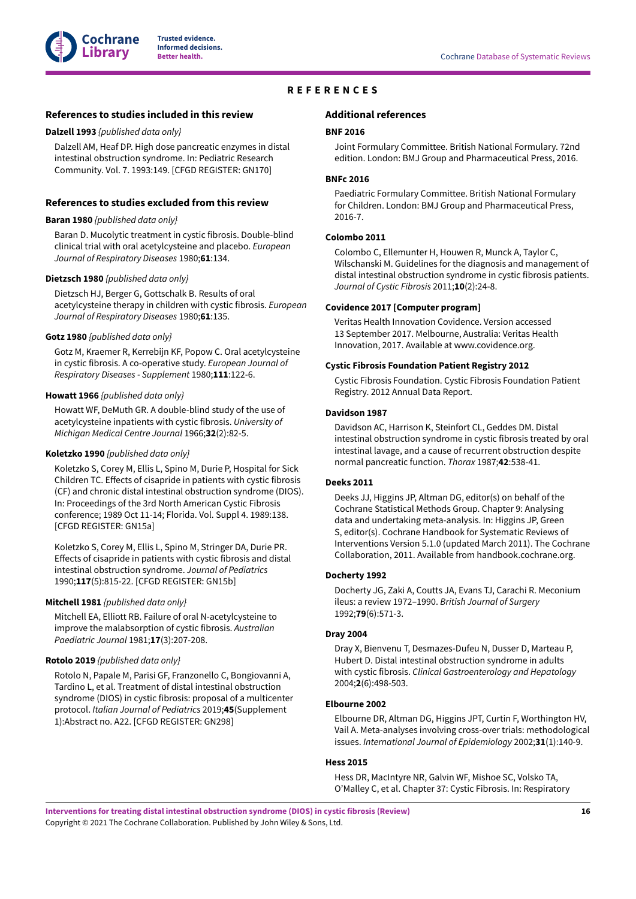# REFERENCES

## References to studies included in this review

**Dalzell 1993** *{published data only}*

Dalzell AM, Heaf DP. High dose pancreatic enzymes in distal intestinal obstruction syndrome. In: Pediatric Research Community. Vol. 7. 1993:149. [CFGD REGISTER: GN170]

## References to studies excluded from this review

**Baran 1980** *{published data only}*

Baran D. Mucolytic treatment in cystic fibrosis. Double-blind clinical trial with oral acetylcysteine and placebo. *European Journal of Respiratory Diseases* 1980;**61**:134.

**Dietzsch 1980** *{published data only}*

Dietzsch HJ, Berger G, Gottschalk B. Results of oral acetylcysteine therapy in children with cystic fibrosis. *European Journal of Respiratory Diseases* 1980;**61**:135.

**Gotz 1980** *{published data only}*

Gotz M, Kraemer R, Kerrebijn KF, Popow C. Oral acetylcysteine in cystic fibrosis. A co-operative study. *European Journal of Respiratory Diseases - Supplement* 1980;**111**:122-6.

**Howatt 1966** *{published data only}*

Howatt WF, DeMuth GR. A double-blind study of the use of acetylcysteine inpatients with cystic fibrosis. *University of Michigan Medical Centre Journal* 1966;**32**(2):82-5.

**Koletzko 1990** *{published data only}*

Koletzko S, Corey M, Ellis L, Spino M, Durie P, Hospital for Sick Children TC. Effects of cisapride in patients with cystic fibrosis (CF) and chronic distal intestinal obstruction syndrome (DIOS). In: Proceedings of the 3rd North American Cystic Fibrosis conference; 1989 Oct 11-14; Florida. Vol. Suppl 4. 1989:138. [CFGD REGISTER: GN15a]

Koletzko S, Corey M, Ellis L, Spino M, Stringer DA, Durie PR. Effects of cisapride in patients with cystic fibrosis and distal intestinal obstruction syndrome. *Journal of Pediatrics* 1990;**117**(5):815-22. [CFGD REGISTER: GN15b]

**Mitchell 1981** *{published data only}*

Mitchell EA, Elliott RB. Failure of oral N-acetylcysteine to improve the malabsorption of cystic fibrosis. *Australian Paediatric Journal* 1981;**17**(3):207-208.

**Rotolo 2019** *{published data only}*

Rotolo N, Papale M, Parisi GF, Franzonello C, Bongiovanni A, Tardino L, et al. Treatment of distal intestinal obstruction syndrome (DIOS) in cystic fibrosis: proposal of a multicenter protocol. *Italian Journal of Pediatrics* 2019;**45**(Supplement 1):Abstract no. A22. [CFGD REGISTER: GN298]

## Additional references

**BNF 2016**

Joint Formulary Committee. British National Formulary. 72nd edition. London: BMJ Group and Pharmaceutical Press, 2016.

**BNFc 2016**

Paediatric Formulary Committee. British National Formulary for Children. London: BMJ Group and Pharmaceutical Press, 2016-7.

**Colombo 2011**

Colombo C, Ellemunter H, Houwen R, Munck A, Taylor C, Wilschanski M. Guidelines for the diagnosis and management of distal intestinal obstruction syndrome in cystic fibrosis patients. *Journal of Cystic Fibrosis* 2011;**10**(2):24-8.

**Covidence 2017 [Computer program]**

Veritas Health Innovation Covidence. Version accessed 13 September 2017. Melbourne, Australia: Veritas Health Innovation, 2017. Available at www.covidence.org.

**Cystic Fibrosis Foundation Patient Registry 2012**

Cystic Fibrosis Foundation. Cystic Fibrosis Foundation Patient Registry. 2012 Annual Data Report.

**Davidson 1987**

Davidson AC, Harrison K, Steinfort CL, Geddes DM. Distal intestinal obstruction syndrome in cystic fibrosis treated by oral intestinal lavage, and a cause of recurrent obstruction despite normal pancreatic function. *Thorax* 1987;**42**:538-41.

**Deeks 2011**

Deeks JJ, Higgins JP, Altman DG, editor(s) on behalf of the Cochrane Statistical Methods Group. Chapter 9: Analysing data and undertaking meta-analysis. In: Higgins JP, Green S, editor(s). Cochrane Handbook for Systematic Reviews of Interventions Version 5.1.0 (updated March 2011). The Cochrane Collaboration, 2011. Available from handbook.cochrane.org.

**Docherty 1992**

Docherty JG, Zaki A, Coutts JA, Evans TJ, Carachi R. Meconium ileus: a review 1972–1990. *British Journal of Surgery* 1992;**79**(6):571-3.

**Dray 2004**

Dray X, Bienvenu T, Desmazes-Dufeu N, Dusser D, Marteau P, Hubert D. Distal intestinal obstruction syndrome in adults with cystic fibrosis. *Clinical Gastroenterology and Hepatology* 2004;**2**(6):498-503.

**Elbourne 2002**

Elbourne DR, Altman DG, Higgins JPT, Curtin F, Worthington HV, Vail A. Meta-analyses involving cross-over trials: methodological issues. *International Journal of Epidemiology* 2002;**31**(1):140-9.

**Hess 2015**

Hess DR, MacIntyre NR, Galvin WF, Mishoe SC, Volsko TA, O'Malley C, et al. Chapter 37: Cystic Fibrosis. In: Respiratory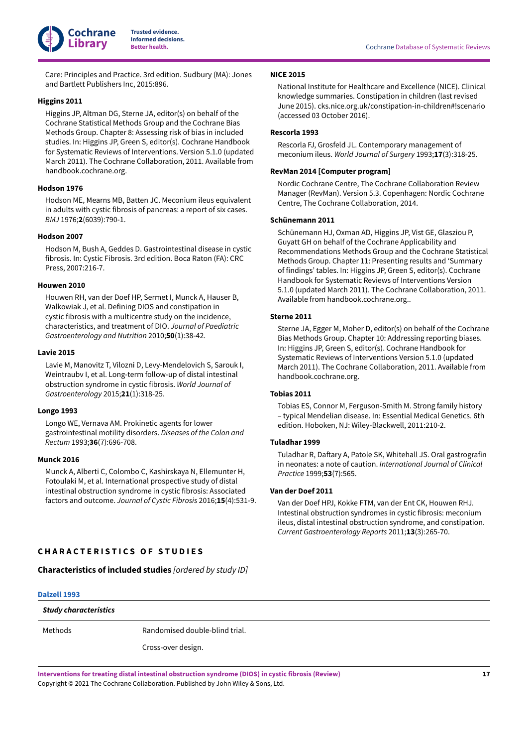Care: Principles and Practice. 3rd edition. Sudbury (MA): Jones and Bartlett Publishers Inc, 2015:896.

**Higgins 2011**

Higgins JP, Altman DG, Sterne JA, editor(s) on behalf of the Cochrane Statistical Methods Group and the Cochrane Bias Methods Group. Chapter 8: Assessing risk of bias in included studies. In: Higgins JP, Green S, editor(s). Cochrane Handbook for Systematic Reviews of Interventions. Version 5.1.0 (updated March 2011). The Cochrane Collaboration, 2011. Available from handbook.cochrane.org.

**Hodson 1976**

Hodson ME, Mearns MB, Batten JC. Meconium ileus equivalent in adults with cystic fibrosis of pancreas: a report of six cases. *BMJ* 1976;**2**(6039):790-1.

**Hodson 2007**

Hodson M, Bush A, Geddes D. Gastrointestinal disease in cystic fibrosis. In: Cystic Fibrosis. 3rd edition. Boca Raton (FA): CRC Press, 2007:216-7.

**Houwen 2010**

Houwen RH, van der Doef HP, Sermet I, Munck A, Hauser B, Walkowiak J, et al. Defining DIOS and constipation in cystic fibrosis with a multicentre study on the incidence, characteristics, and treatment of DIO. *Journal of Paediatric Gastroenterology and Nutrition* 2010;**50**(1):38-42.

**Lavie 2015**

Lavie M, Manovitz T, Vilozni D, Levy-Mendelovich S, Sarouk I, Weintraubv I, et al. Long-term follow-up of distal intestinal obstruction syndrome in cystic fibrosis. *World Journal of Gastroenterology* 2015;**21**(1):318-25.

**Longo 1993**

Longo WE, Vernava AM. Prokinetic agents for lower gastrointestinal motility disorders. *Diseases of the Colon and Rectum* 1993;**36**(7):696-708.

**Munck 2016**

Munck A, Alberti C, Colombo C, Kashirskaya N, Ellemunter H, Fotoulaki M, et al. International prospective study of distal intestinal obstruction syndrome in cystic fibrosis: Associated factors and outcome. *Journal of Cystic Fibrosis* 2016;**15**(4):531-9.

**NICE 2015**

National Institute for Healthcare and Excellence (NICE). Clinical knowledge summaries. Constipation in children (last revised June 2015). cks.nice.org.uk/constipation-in-children#!scenario (accessed 03 October 2016).

**Rescorla 1993**

Rescorla FJ, Grosfeld JL. Contemporary management of meconium ileus. *World Journal of Surgery* 1993;**17**(3):318-25.

**RevMan 2014 [Computer program]**

Nordic Cochrane Centre, The Cochrane Collaboration Review Manager (RevMan). Version 5.3. Copenhagen: Nordic Cochrane Centre, The Cochrane Collaboration, 2014.

**Schünemann 2011**

Schünemann HJ, Oxman AD, Higgins JP, Vist GE, Glasziou P, Guyatt GH on behalf of the Cochrane Applicability and Recommendations Methods Group and the Cochrane Statistical Methods Group. Chapter 11: Presenting results and 'Summary of findings' tables. In: Higgins JP, Green S, editor(s). Cochrane Handbook for Systematic Reviews of Interventions Version 5.1.0 (updated March 2011). The Cochrane Collaboration, 2011. Available from handbook.cochrane.org..

**Sterne 2011**

Sterne JA, Egger M, Moher D, editor(s) on behalf of the Cochrane Bias Methods Group. Chapter 10: Addressing reporting biases. In: Higgins JP, Green S, editor(s). Cochrane Handbook for Systematic Reviews of Interventions Version 5.1.0 (updated March 2011). The Cochrane Collaboration, 2011. Available from handbook.cochrane.org.

**Tobias 2011**

Tobias ES, Connor M, Ferguson-Smith M. Strong family history – typical Mendelian disease. In: Essential Medical Genetics. 6th edition. Hoboken, NJ: Wiley-Blackwell, 2011:210-2.

**Tuladhar 1999**

Tuladhar R, Daftary A, Patole SK, Whitehall JS. Oral gastrografin in neonates: a note of caution. *International Journal of Clinical Practice* 1999;**53**(7):565.

**Van der Doef 2011**

Van der Doef HPJ, Kokke FTM, van der Ent CK, Houwen RHJ. Intestinal obstruction syndromes in cystic fibrosis: meconium ileus, distal intestinal obstruction syndrome, and constipation. *Current Gastroenterology Reports* 2011;**13**(3):265-70.

## CHARACTERISTICS OF STUDIES

### Characteristics of included studies *[ordered by study ID]*

**Dalzell 1993**

| *Study characteristics* | |
|---|---|
| Methods | Randomised double-blind trial.<br><br>Cross-over design. |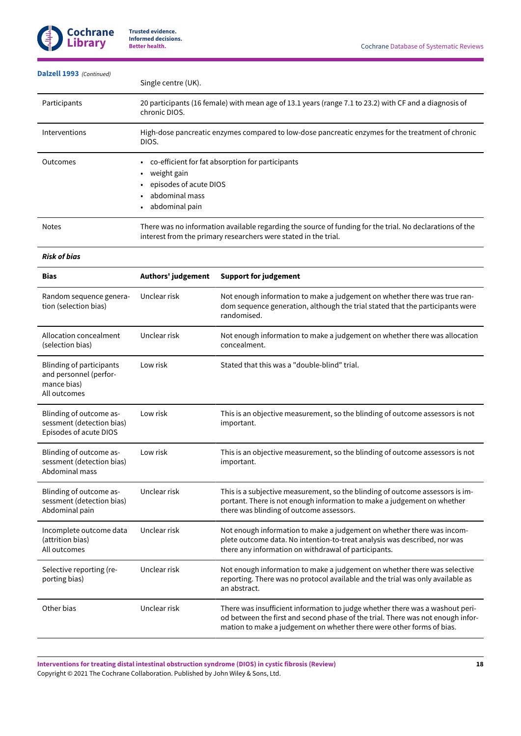**Dalzell 1993** *(Continued)*

| | |
|---|---|
| | Single centre (UK). |
| Participants | 20 participants (16 female) with mean age of 13.1 years (range 7.1 to 23.2) with CF and a diagnosis of chronic DIOS. |
| Interventions | High-dose pancreatic enzymes compared to low-dose pancreatic enzymes for the treatment of chronic DIOS. |
| Outcomes | • co-efficient for fat absorption for participants<br>• weight gain<br>• episodes of acute DIOS<br>• abdominal mass<br>• abdominal pain |
| Notes | There was no information available regarding the source of funding for the trial. No declarations of the interest from the primary researchers were stated in the trial. |

***Risk of bias***

| Bias | Authors' judgement | Support for judgement |
|---|---|---|
| Random sequence generation (selection bias) | Unclear risk | Not enough information to make a judgement on whether there was true random sequence generation, although the trial stated that the participants were randomised. |
| Allocation concealment (selection bias) | Unclear risk | Not enough information to make a judgement on whether there was allocation concealment. |
| Blinding of participants and personnel (performance bias)<br>All outcomes | Low risk | Stated that this was a "double-blind" trial. |
| Blinding of outcome assessment (detection bias)<br>Episodes of acute DIOS | Low risk | This is an objective measurement, so the blinding of outcome assessors is not important. |
| Blinding of outcome assessment (detection bias)<br>Abdominal mass | Low risk | This is an objective measurement, so the blinding of outcome assessors is not important. |
| Blinding of outcome assessment (detection bias)<br>Abdominal pain | Unclear risk | This is a subjective measurement, so the blinding of outcome assessors is important. There is not enough information to make a judgement on whether there was blinding of outcome assessors. |
| Incomplete outcome data (attrition bias)<br>All outcomes | Unclear risk | Not enough information to make a judgement on whether there was incomplete outcome data. No intention-to-treat analysis was described, nor was there any information on withdrawal of participants. |
| Selective reporting (reporting bias) | Unclear risk | Not enough information to make a judgement on whether there was selective reporting. There was no protocol available and the trial was only available as an abstract. |
| Other bias | Unclear risk | There was insufficient information to judge whether there was a washout period between the first and second phase of the trial. There was not enough information to make a judgement on whether there were other forms of bias. |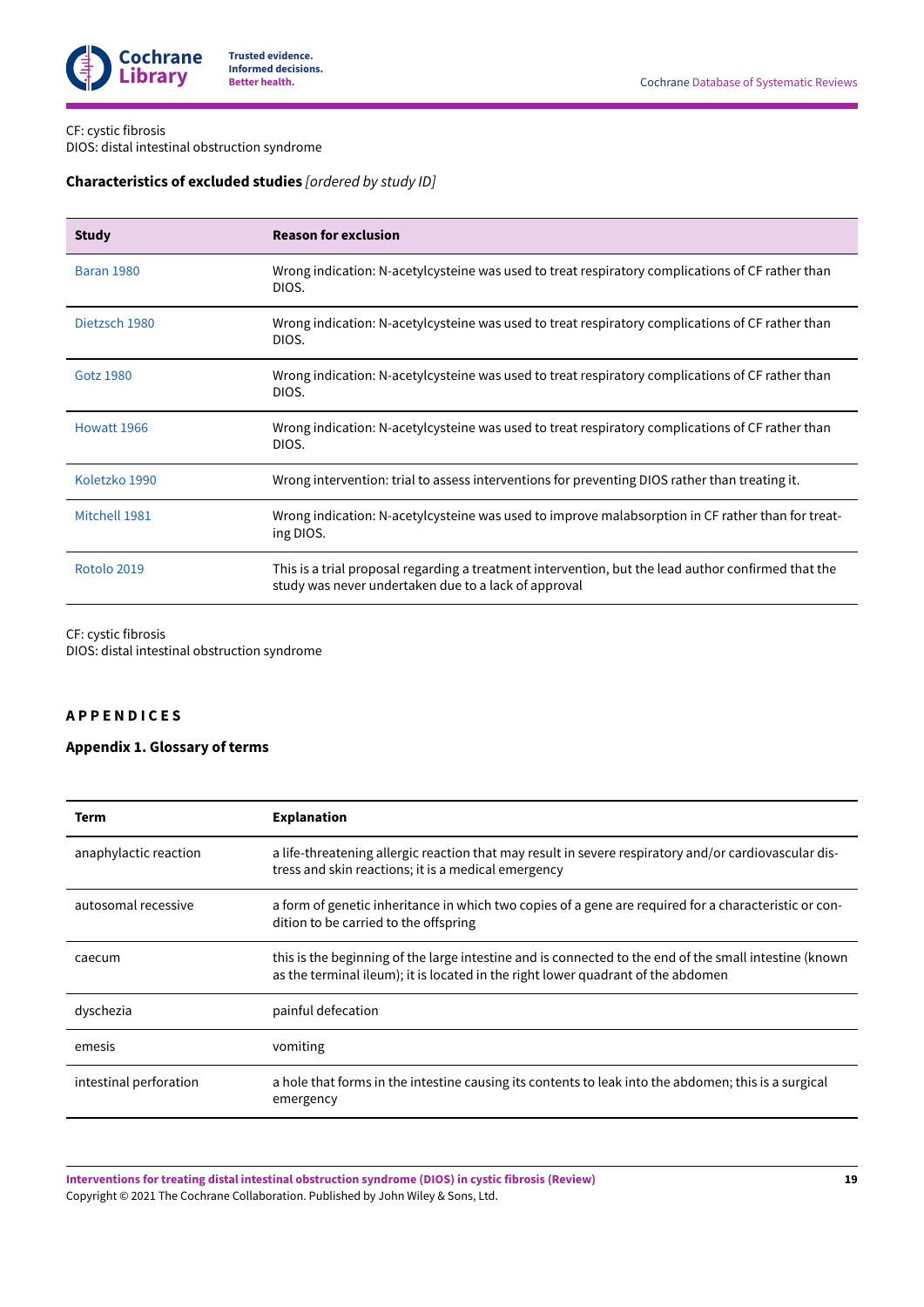CF: cystic fibrosis
DIOS: distal intestinal obstruction syndrome

### Characteristics of excluded studies *[ordered by study ID]*

| Study | Reason for exclusion |
|---|---|
| Baran 1980 | Wrong indication: N-acetylcysteine was used to treat respiratory complications of CF rather than DIOS. |
| Dietzsch 1980 | Wrong indication: N-acetylcysteine was used to treat respiratory complications of CF rather than DIOS. |
| Gotz 1980 | Wrong indication: N-acetylcysteine was used to treat respiratory complications of CF rather than DIOS. |
| Howatt 1966 | Wrong indication: N-acetylcysteine was used to treat respiratory complications of CF rather than DIOS. |
| Koletzko 1990 | Wrong intervention: trial to assess interventions for preventing DIOS rather than treating it. |
| Mitchell 1981 | Wrong indication: N-acetylcysteine was used to improve malabsorption in CF rather than for treating DIOS. |
| Rotolo 2019 | This is a trial proposal regarding a treatment intervention, but the lead author confirmed that the study was never undertaken due to a lack of approval |

CF: cystic fibrosis
DIOS: distal intestinal obstruction syndrome

## APPENDICES

### Appendix 1. Glossary of terms

| Term | Explanation |
|---|---|
| anaphylactic reaction | a life-threatening allergic reaction that may result in severe respiratory and/or cardiovascular distress and skin reactions; it is a medical emergency |
| autosomal recessive | a form of genetic inheritance in which two copies of a gene are required for a characteristic or condition to be carried to the offspring |
| caecum | this is the beginning of the large intestine and is connected to the end of the small intestine (known as the terminal ileum); it is located in the right lower quadrant of the abdomen |
| dyschezia | painful defecation |
| emesis | vomiting |
| intestinal perforation | a hole that forms in the intestine causing its contents to leak into the abdomen; this is a surgical emergency |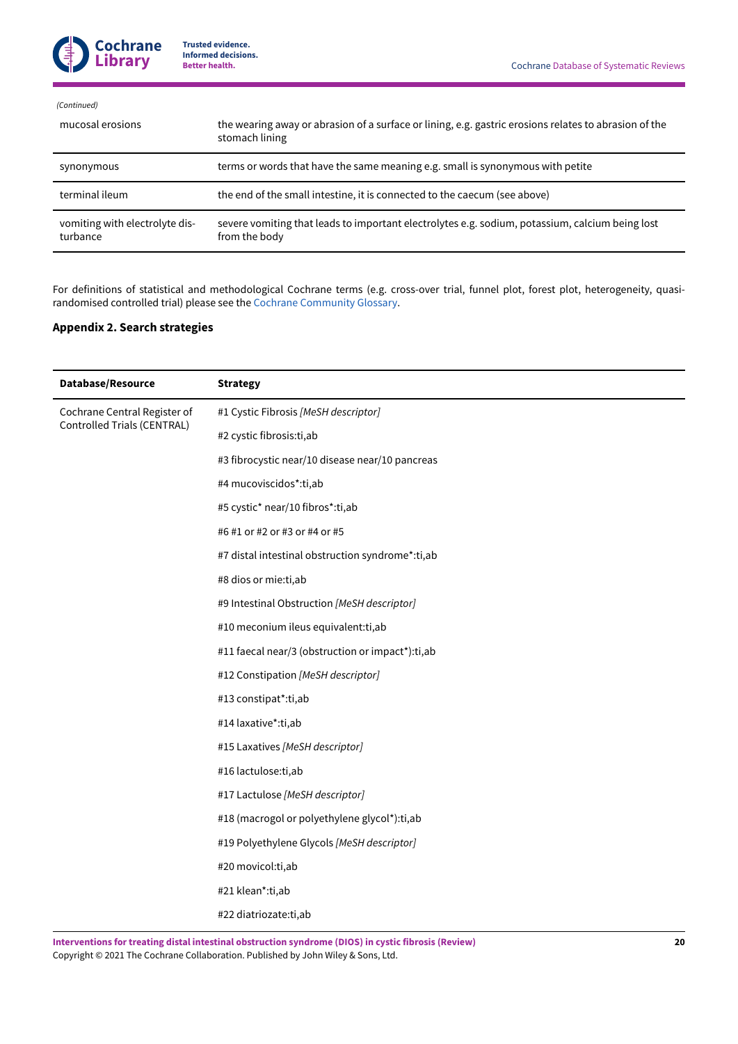*(Continued)*

| | |
|---|---|
| mucosal erosions | the wearing away or abrasion of a surface or lining, e.g. gastric erosions relates to abrasion of the stomach lining |
| synonymous | terms or words that have the same meaning e.g. small is synonymous with petite |
| terminal ileum | the end of the small intestine, it is connected to the caecum (see above) |
| vomiting with electrolyte disturbance | severe vomiting that leads to important electrolytes e.g. sodium, potassium, calcium being lost from the body |

For definitions of statistical and methodological Cochrane terms (e.g. cross-over trial, funnel plot, forest plot, heterogeneity, quasi-randomised controlled trial) please see the Cochrane Community Glossary.

### Appendix 2. Search strategies

| Database/Resource | Strategy |
|---|---|
| Cochrane Central Register of Controlled Trials (CENTRAL) | #1 Cystic Fibrosis *[MeSH descriptor]* |
| | #2 cystic fibrosis:ti,ab |
| | #3 fibrocystic near/10 disease near/10 pancreas |
| | #4 mucoviscidos*:ti,ab |
| | #5 cystic* near/10 fibros*:ti,ab |
| | #6 #1 or #2 or #3 or #4 or #5 |
| | #7 distal intestinal obstruction syndrome*:ti,ab |
| | #8 dios or mie:ti,ab |
| | #9 Intestinal Obstruction *[MeSH descriptor]* |
| | #10 meconium ileus equivalent:ti,ab |
| | #11 faecal near/3 (obstruction or impact*):ti,ab |
| | #12 Constipation *[MeSH descriptor]* |
| | #13 constipat*:ti,ab |
| | #14 laxative*:ti,ab |
| | #15 Laxatives *[MeSH descriptor]* |
| | #16 lactulose:ti,ab |
| | #17 Lactulose *[MeSH descriptor]* |
| | #18 (macrogol or polyethylene glycol*):ti,ab |
| | #19 Polyethylene Glycols *[MeSH descriptor]* |
| | #20 movicol:ti,ab |
| | #21 klean*:ti,ab |
| | #22 diatriozate:ti,ab |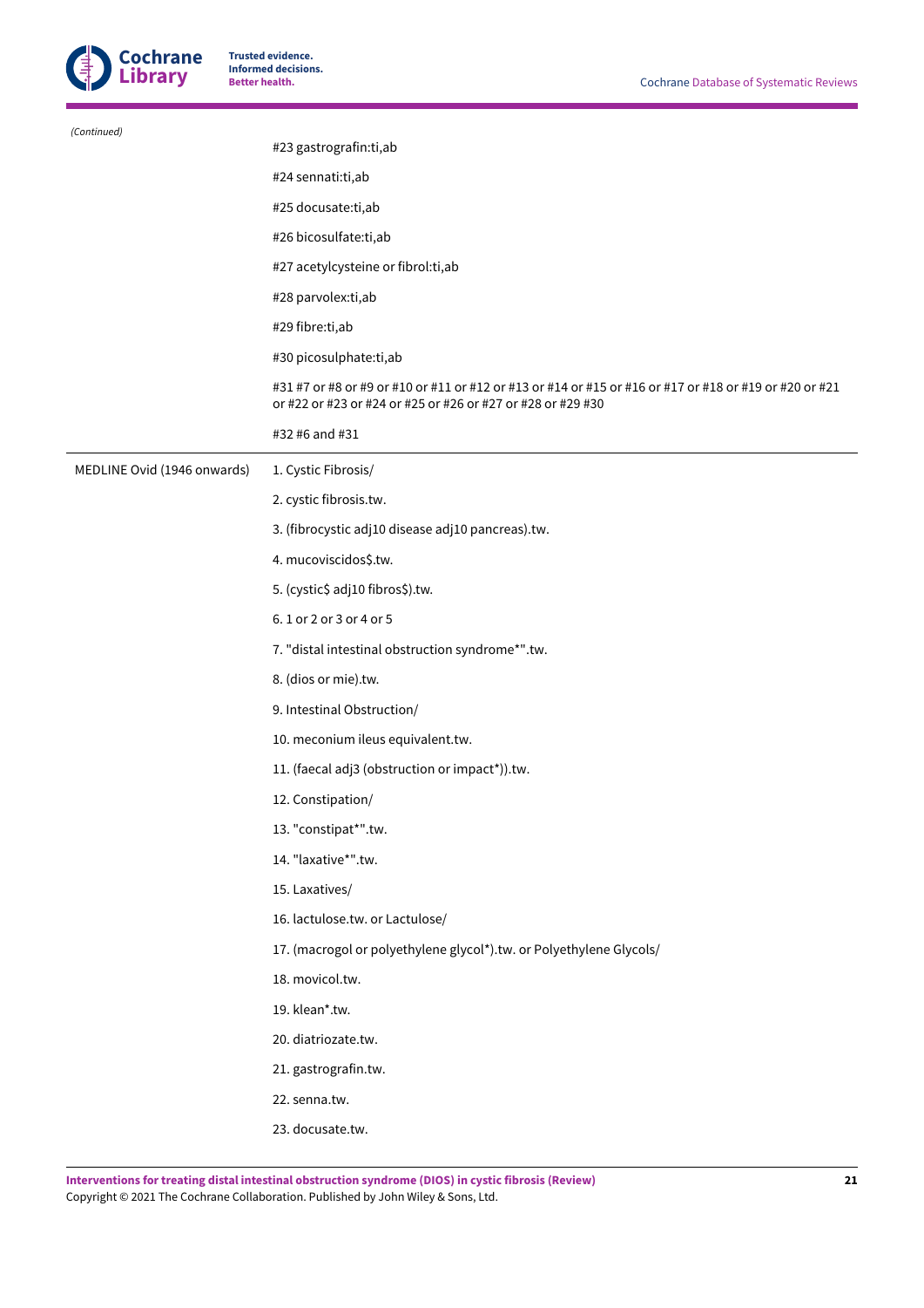*(Continued)*

| | |
|---|---|
| | #23 gastrografin:ti,ab |
| | #24 sennati:ti,ab |
| | #25 docusate:ti,ab |
| | #26 bicosulfate:ti,ab |
| | #27 acetylcysteine or fibrol:ti,ab |
| | #28 parvolex:ti,ab |
| | #29 fibre:ti,ab |
| | #30 picosulphate:ti,ab |
| | #31 #7 or #8 or #9 or #10 or #11 or #12 or #13 or #14 or #15 or #16 or #17 or #18 or #19 or #20 or #21 or #22 or #23 or #24 or #25 or #26 or #27 or #28 or #29 #30 |
| | #32 #6 and #31 |
| MEDLINE Ovid (1946 onwards) | 1. Cystic Fibrosis/ |
| | 2. cystic fibrosis.tw. |
| | 3. (fibrocystic adj10 disease adj10 pancreas).tw. |
| | 4. mucoviscidos$.tw. |
| | 5. (cystic$ adj10 fibros$).tw. |
| | 6. 1 or 2 or 3 or 4 or 5 |
| | 7. "distal intestinal obstruction syndrome*".tw. |
| | 8. (dios or mie).tw. |
| | 9. Intestinal Obstruction/ |
| | 10. meconium ileus equivalent.tw. |
| | 11. (faecal adj3 (obstruction or impact*)).tw. |
| | 12. Constipation/ |
| | 13. "constipat*".tw. |
| | 14. "laxative*".tw. |
| | 15. Laxatives/ |
| | 16. lactulose.tw. or Lactulose/ |
| | 17. (macrogol or polyethylene glycol*).tw. or Polyethylene Glycols/ |
| | 18. movicol.tw. |
| | 19. klean*.tw. |
| | 20. diatriozate.tw. |
| | 21. gastrografin.tw. |
| | 22. senna.tw. |
| | 23. docusate.tw. |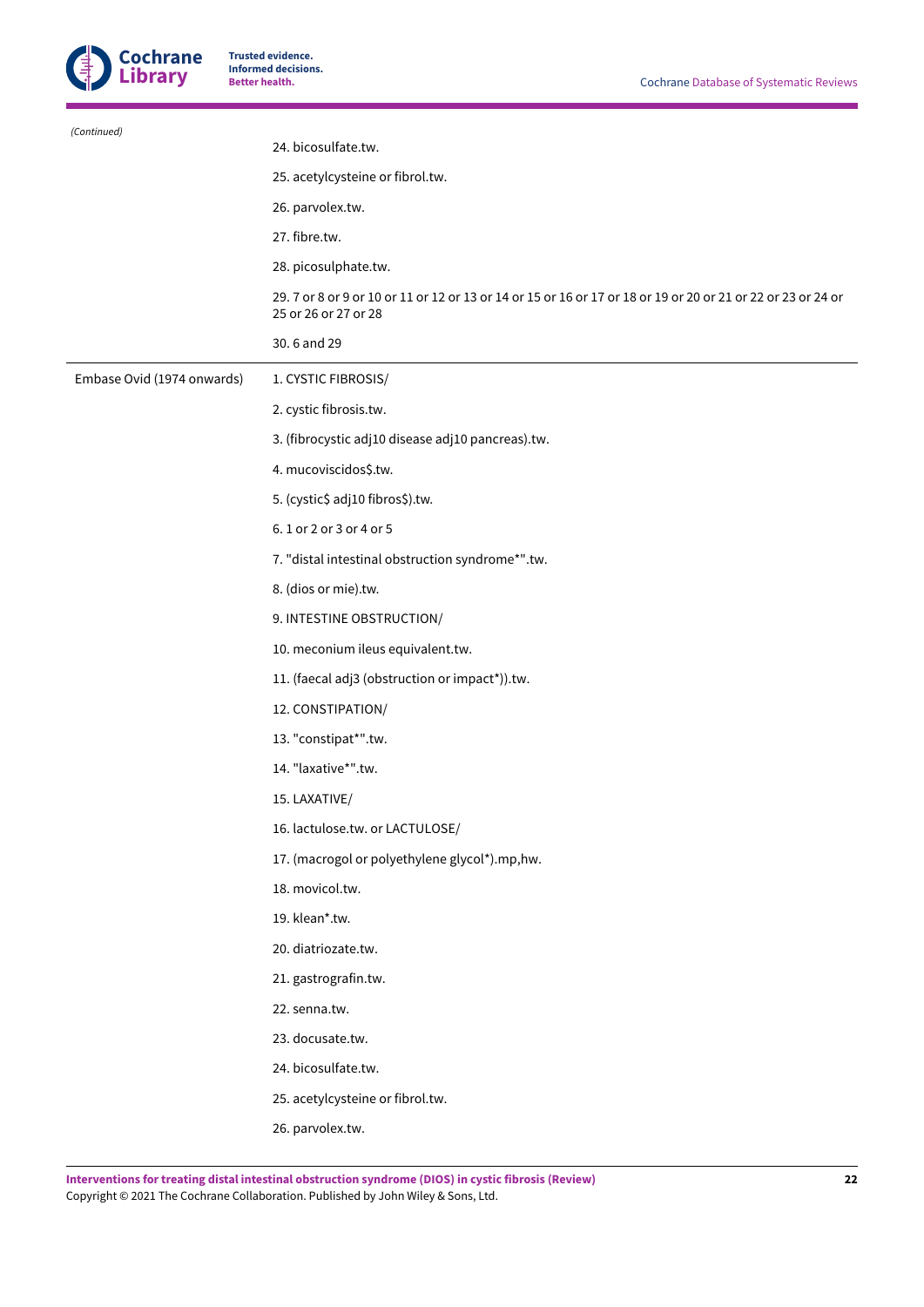*(Continued)*

| | |
|---|---|
| | 24. bicosulfate.tw. |
| | 25. acetylcysteine or fibrol.tw. |
| | 26. parvolex.tw. |
| | 27. fibre.tw. |
| | 28. picosulphate.tw. |
| | 29. 7 or 8 or 9 or 10 or 11 or 12 or 13 or 14 or 15 or 16 or 17 or 18 or 19 or 20 or 21 or 22 or 23 or 24 or 25 or 26 or 27 or 28 |
| | 30. 6 and 29 |
| Embase Ovid (1974 onwards) | 1. CYSTIC FIBROSIS/ |
| | 2. cystic fibrosis.tw. |
| | 3. (fibrocystic adj10 disease adj10 pancreas).tw. |
| | 4. mucoviscidos$.tw. |
| | 5. (cystic$ adj10 fibros$).tw. |
| | 6. 1 or 2 or 3 or 4 or 5 |
| | 7. "distal intestinal obstruction syndrome*".tw. |
| | 8. (dios or mie).tw. |
| | 9. INTESTINE OBSTRUCTION/ |
| | 10. meconium ileus equivalent.tw. |
| | 11. (faecal adj3 (obstruction or impact*)).tw. |
| | 12. CONSTIPATION/ |
| | 13. "constipat*".tw. |
| | 14. "laxative*".tw. |
| | 15. LAXATIVE/ |
| | 16. lactulose.tw. or LACTULOSE/ |
| | 17. (macrogol or polyethylene glycol*).mp,hw. |
| | 18. movicol.tw. |
| | 19. klean*.tw. |
| | 20. diatriozate.tw. |
| | 21. gastrografin.tw. |
| | 22. senna.tw. |
| | 23. docusate.tw. |
| | 24. bicosulfate.tw. |
| | 25. acetylcysteine or fibrol.tw. |
| | 26. parvolex.tw. |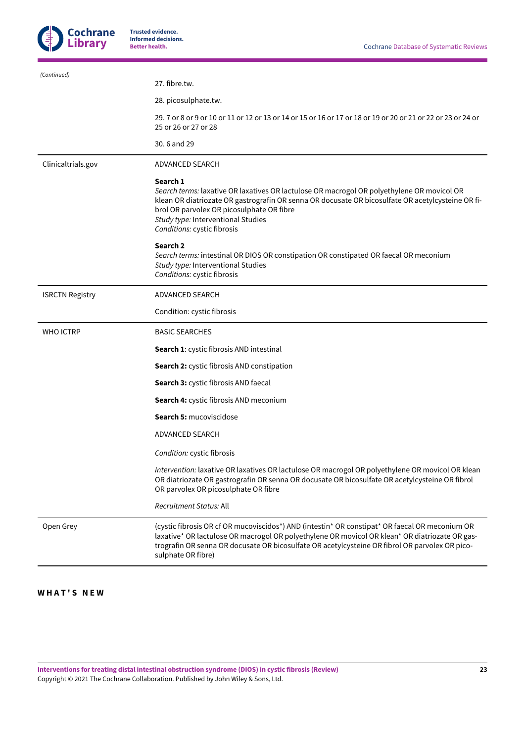| (Continued) | |
|---|---|
| | 27. fibre.tw. |
| | 28. picosulphate.tw. |
| | 29. 7 or 8 or 9 or 10 or 11 or 12 or 13 or 14 or 15 or 16 or 17 or 18 or 19 or 20 or 21 or 22 or 23 or 24 or 25 or 26 or 27 or 28 |
| | 30. 6 and 29 |
| Clinicaltrials.gov | ADVANCED SEARCH |
| | **Search 1**<br>*Search terms:* laxative OR laxatives OR lactulose OR macrogol OR polyethylene OR movicol OR klean OR diatriozate OR gastrografin OR senna OR docusate OR bicosulfate OR acetylcysteine OR fibrol OR parvolex OR picosulphate OR fibre<br>*Study type:* Interventional Studies<br>*Conditions:* cystic fibrosis |
| | **Search 2**<br>*Search terms:* intestinal OR DIOS OR constipation OR constipated OR faecal OR meconium<br>*Study type:* Interventional Studies<br>*Conditions:* cystic fibrosis |
| ISRCTN Registry | ADVANCED SEARCH |
| | Condition: cystic fibrosis |
| WHO ICTRP | BASIC SEARCHES |
| | **Search 1**: cystic fibrosis AND intestinal |
| | **Search 2:** cystic fibrosis AND constipation |
| | **Search 3:** cystic fibrosis AND faecal |
| | **Search 4:** cystic fibrosis AND meconium |
| | **Search 5:** mucoviscidose |
| | ADVANCED SEARCH |
| | *Condition:* cystic fibrosis |
| | *Intervention:* laxative OR laxatives OR lactulose OR macrogol OR polyethylene OR movicol OR klean OR diatriozate OR gastrografin OR senna OR docusate OR bicosulfate OR acetylcysteine OR fibrol OR parvolex OR picosulphate OR fibre |
| | *Recruitment Status:* All |
| Open Grey | (cystic fibrosis OR cf OR mucoviscidos*) AND (intestin* OR constipat* OR faecal OR meconium OR laxative* OR lactulose OR macrogol OR polyethylene OR movicol OR klean* OR diatriozate OR gastrografin OR senna OR docusate OR bicosulfate OR acetylcysteine OR fibrol OR parvolex OR picosulphate OR fibre) |

## WHAT'S NEW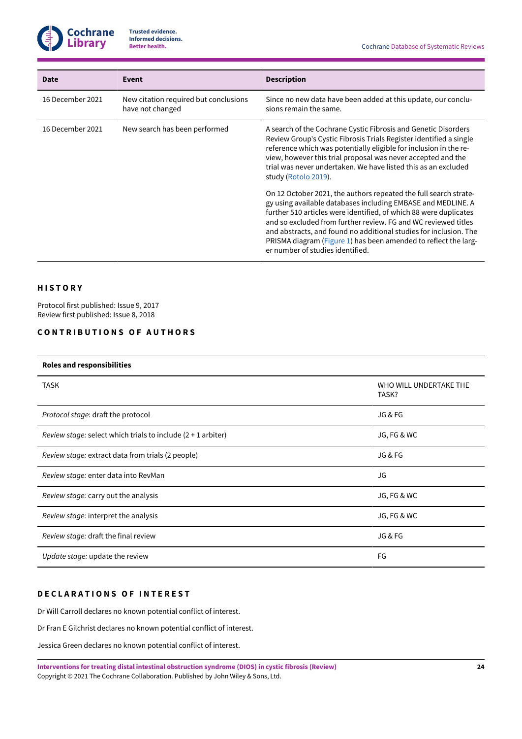| Date | Event | Description |
|---|---|---|
| 16 December 2021 | New citation required but conclusions have not changed | Since no new data have been added at this update, our conclusions remain the same. |
| 16 December 2021 | New search has been performed | A search of the Cochrane Cystic Fibrosis and Genetic Disorders Review Group's Cystic Fibrosis Trials Register identified a single reference which was potentially eligible for inclusion in the review, however this trial proposal was never accepted and the trial was never undertaken. We have listed this as an excluded study (Rotolo 2019).<br><br>On 12 October 2021, the authors repeated the full search strategy using available databases including EMBASE and MEDLINE. A further 510 articles were identified, of which 88 were duplicates and so excluded from further review. FG and WC reviewed titles and abstracts, and found no additional studies for inclusion. The PRISMA diagram (Figure 1) has been amended to reflect the larger number of studies identified. |

## HISTORY

Protocol first published: Issue 9, 2017
Review first published: Issue 8, 2018

## CONTRIBUTIONS OF AUTHORS

**Roles and responsibilities**

| TASK | WHO WILL UNDERTAKE THE TASK? |
|---|---|
| *Protocol stage*: draft the protocol | JG & FG |
| *Review stage:* select which trials to include (2 + 1 arbiter) | JG, FG & WC |
| *Review stage:* extract data from trials (2 people) | JG & FG |
| *Review stage:* enter data into RevMan | JG |
| *Review stage:* carry out the analysis | JG, FG & WC |
| *Review stage:* interpret the analysis | JG, FG & WC |
| *Review stage:* draft the final review | JG & FG |
| *Update stage:* update the review | FG |

## DECLARATIONS OF INTEREST

Dr Will Carroll declares no known potential conflict of interest.

Dr Fran E Gilchrist declares no known potential conflict of interest.

Jessica Green declares no known potential conflict of interest.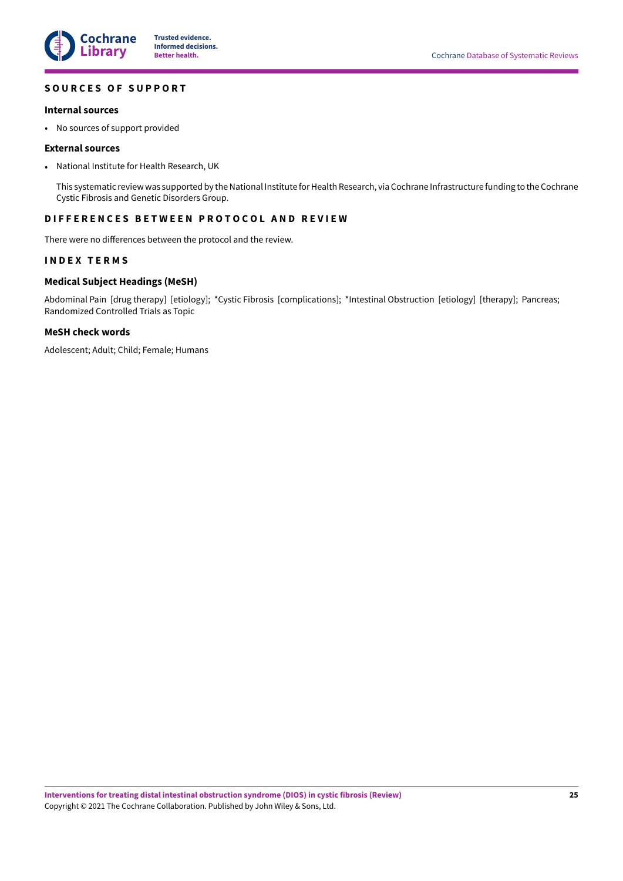## SOURCES OF SUPPORT

### Internal sources

- No sources of support provided

### External sources

- National Institute for Health Research, UK

  This systematic review was supported by the National Institute for Health Research, via Cochrane Infrastructure funding to the Cochrane Cystic Fibrosis and Genetic Disorders Group.

## DIFFERENCES BETWEEN PROTOCOL AND REVIEW

There were no differences between the protocol and the review.

## INDEX TERMS

### Medical Subject Headings (MeSH)

Abdominal Pain [drug therapy] [etiology]; *Cystic Fibrosis [complications]; *Intestinal Obstruction [etiology] [therapy]; Pancreas; Randomized Controlled Trials as Topic

### MeSH check words

Adolescent; Adult; Child; Female; Humans